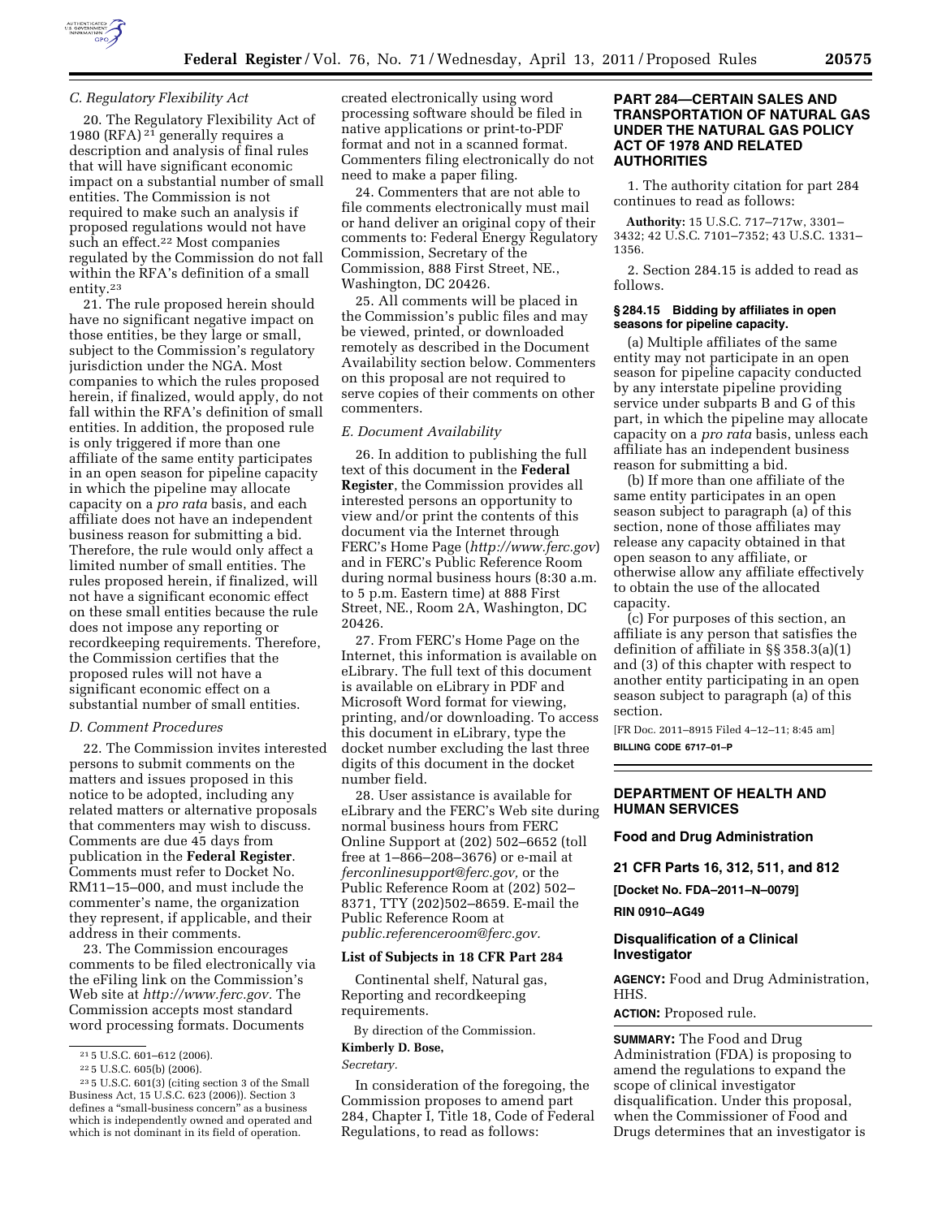### C. Regulatory Flexibility Act

20. The Regulatory Flexibility Act of 1980 (RFA)[21] generally requires a description and analysis of final rules that will have significant economic impact on a substantial number of small entities. The Commission is not required to make such an analysis if proposed regulations would not have such an effect.[22] Most companies regulated by the Commission do not fall within the RFA's definition of a small entity.[23]

21. The rule proposed herein should have no significant negative impact on those entities, be they large or small, subject to the Commission's regulatory jurisdiction under the NGA. Most companies to which the rules proposed herein, if finalized, would apply, do not fall within the RFA's definition of small entities. In addition, the proposed rule is only triggered if more than one affiliate of the same entity participates in an open season for pipeline capacity in which the pipeline may allocate capacity on a *pro rata* basis, and each affiliate does not have an independent business reason for submitting a bid. Therefore, the rule would only affect a limited number of small entities. The rules proposed herein, if finalized, will not have a significant economic effect on these small entities because the rule does not impose any reporting or recordkeeping requirements. Therefore, the Commission certifies that the proposed rules will not have a significant economic effect on a substantial number of small entities.

### D. Comment Procedures

22. The Commission invites interested persons to submit comments on the matters and issues proposed in this notice to be adopted, including any related matters or alternative proposals that commenters may wish to discuss. Comments are due 45 days from publication in the **Federal Register**. Comments must refer to Docket No. RM11–15–000, and must include the commenter's name, the organization they represent, if applicable, and their address in their comments.

23. The Commission encourages comments to be filed electronically via the eFiling link on the Commission's Web site at *http://www.ferc.gov*. The Commission accepts most standard word processing formats. Documents created electronically using word processing software should be filed in native applications or print-to-PDF format and not in a scanned format. Commenters filing electronically do not need to make a paper filing.

24. Commenters that are not able to file comments electronically must mail or hand deliver an original copy of their comments to: Federal Energy Regulatory Commission, Secretary of the Commission, 888 First Street, NE., Washington, DC 20426.

25. All comments will be placed in the Commission's public files and may be viewed, printed, or downloaded remotely as described in the Document Availability section below. Commenters on this proposal are not required to serve copies of their comments on other commenters.

### E. Document Availability

26. In addition to publishing the full text of this document in the **Federal Register**, the Commission provides all interested persons an opportunity to view and/or print the contents of this document via the Internet through FERC's Home Page (*http://www.ferc.gov*) and in FERC's Public Reference Room during normal business hours (8:30 a.m. to 5 p.m. Eastern time) at 888 First Street, NE., Room 2A, Washington, DC 20426.

27. From FERC's Home Page on the Internet, this information is available on eLibrary. The full text of this document is available on eLibrary in PDF and Microsoft Word format for viewing, printing, and/or downloading. To access this document in eLibrary, type the docket number excluding the last three digits of this document in the docket number field.

28. User assistance is available for eLibrary and the FERC's Web site during normal business hours from FERC Online Support at (202) 502–6652 (toll free at 1–866–208–3676) or e-mail at *ferconlinesupport@ferc.gov*, or the Public Reference Room at (202) 502–8371, TTY (202)502–8659. E-mail the Public Reference Room at *public.referenceroom@ferc.gov*.

### List of Subjects in 18 CFR Part 284

Continental shelf, Natural gas, Reporting and recordkeeping requirements.

By direction of the Commission.

**Kimberly D. Bose,**

*Secretary.*

In consideration of the foregoing, the Commission proposes to amend part 284, Chapter I, Title 18, Code of Federal Regulations, to read as follows:

## PART 284—CERTAIN SALES AND TRANSPORTATION OF NATURAL GAS UNDER THE NATURAL GAS POLICY ACT OF 1978 AND RELATED AUTHORITIES

1. The authority citation for part 284 continues to read as follows:

**Authority:** 15 U.S.C. 717–717w, 3301–3432; 42 U.S.C. 7101–7352; 43 U.S.C. 1331–1356.

2. Section 284.15 is added to read as follows:

#### § 284.15 Bidding by affiliates in open seasons for pipeline capacity.

(a) Multiple affiliates of the same entity may not participate in an open season for pipeline capacity conducted by any interstate pipeline providing service under subparts B and G of this part, in which the pipeline may allocate capacity on a *pro rata* basis, unless each affiliate has an independent business reason for submitting a bid.

(b) If more than one affiliate of the same entity participates in an open season subject to paragraph (a) of this section, none of those affiliates may release any capacity obtained in that open season to any affiliate, or otherwise allow any affiliate effectively to obtain the use of the allocated capacity.

(c) For purposes of this section, an affiliate is any person that satisfies the definition of affiliate in §§ 358.3(a)(1) and (3) of this chapter with respect to another entity participating in an open season subject to paragraph (a) of this section.

[FR Doc. 2011–8915 Filed 4–12–11; 8:45 am]

**BILLING CODE 6717–01–P**

---

## DEPARTMENT OF HEALTH AND HUMAN SERVICES

### Food and Drug Administration

### 21 CFR Parts 16, 312, 511, and 812

**[Docket No. FDA–2011–N–0079]**

**RIN 0910–AG49**

### Disqualification of a Clinical Investigator

**AGENCY:** Food and Drug Administration, HHS.

**ACTION:** Proposed rule.

**SUMMARY:** The Food and Drug Administration (FDA) is proposing to amend the regulations to expand the scope of clinical investigator disqualification. Under this proposal, when the Commissioner of Food and Drugs determines that an investigator is

---

[21] 5 U.S.C. 601–612 (2006).

[22] 5 U.S.C. 605(b) (2006).

[23] 5 U.S.C. 601(3) (citing section 3 of the Small Business Act, 15 U.S.C. 623 (2006)). Section 3 defines a "small-business concern" as a business which is independently owned and operated and which is not dominant in its field of operation.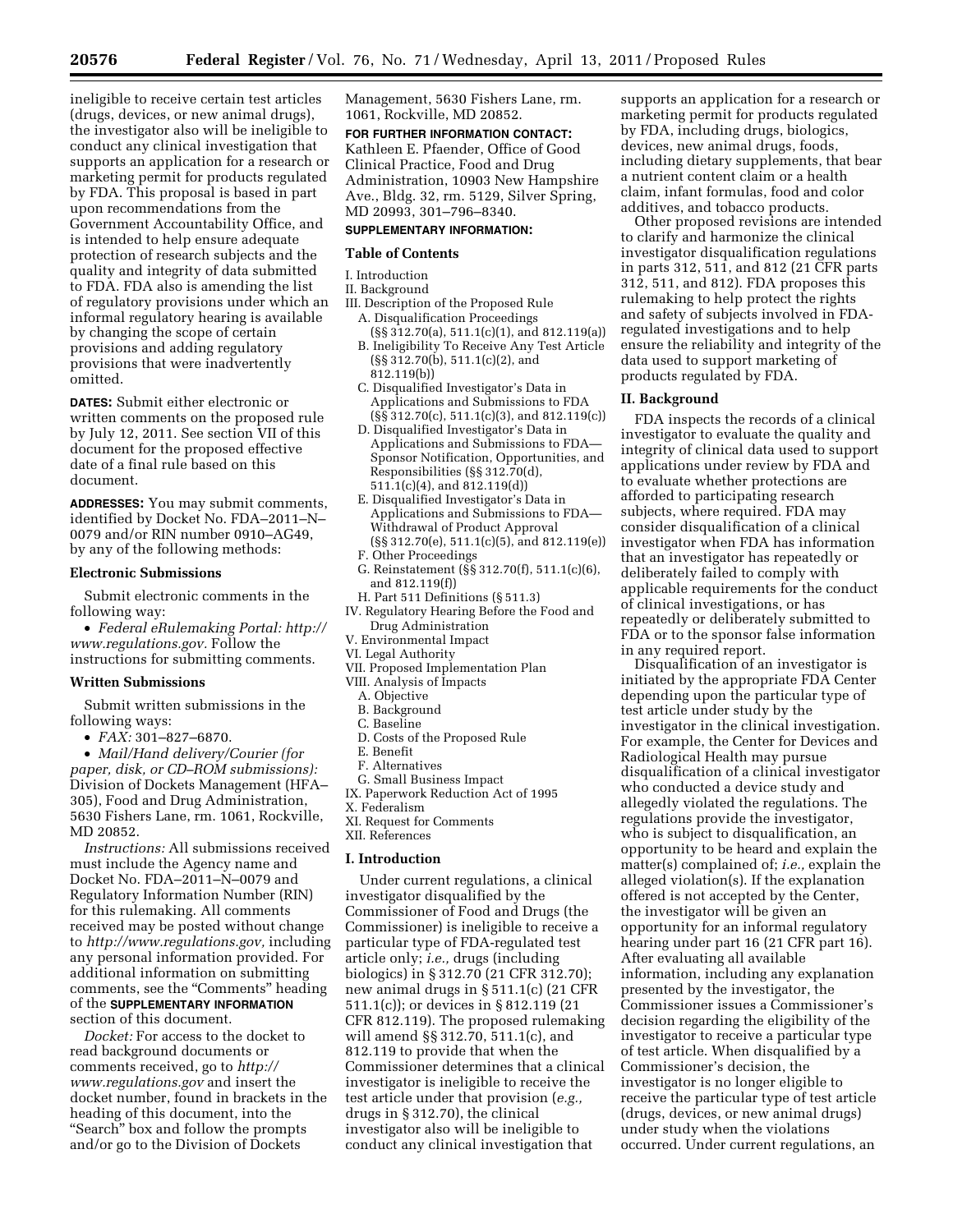ineligible to receive certain test articles (drugs, devices, or new animal drugs), the investigator also will be ineligible to conduct any clinical investigation that supports an application for a research or marketing permit for products regulated by FDA. This proposal is based in part upon recommendations from the Government Accountability Office, and is intended to help ensure adequate protection of research subjects and the quality and integrity of data submitted to FDA. FDA also is amending the list of regulatory provisions under which an informal regulatory hearing is available by changing the scope of certain provisions and adding regulatory provisions that were inadvertently omitted.

**DATES:** Submit either electronic or written comments on the proposed rule by July 12, 2011. See section VII of this document for the proposed effective date of a final rule based on this document.

**ADDRESSES:** You may submit comments, identified by Docket No. FDA–2011–N–0079 and/or RIN number 0910–AG49, by any of the following methods:

**Electronic Submissions**

Submit electronic comments in the following way:

- *Federal eRulemaking Portal: http://www.regulations.gov.* Follow the instructions for submitting comments.

**Written Submissions**

Submit written submissions in the following ways:

- *FAX:* 301–827–6870.
- *Mail/Hand delivery/Courier (for paper, disk, or CD–ROM submissions):* Division of Dockets Management (HFA–305), Food and Drug Administration, 5630 Fishers Lane, rm. 1061, Rockville, MD 20852.

*Instructions:* All submissions received must include the Agency name and Docket No. FDA–2011–N–0079 and Regulatory Information Number (RIN) for this rulemaking. All comments received may be posted without change to *http://www.regulations.gov,* including any personal information provided. For additional information on submitting comments, see the "Comments" heading of the **SUPPLEMENTARY INFORMATION** section of this document.

*Docket:* For access to the docket to read background documents or comments received, go to *http://www.regulations.gov* and insert the docket number, found in brackets in the heading of this document, into the "Search" box and follow the prompts and/or go to the Division of Dockets Management, 5630 Fishers Lane, rm. 1061, Rockville, MD 20852.

**FOR FURTHER INFORMATION CONTACT:** Kathleen E. Pfaender, Office of Good Clinical Practice, Food and Drug Administration, 10903 New Hampshire Ave., Bldg. 32, rm. 5129, Silver Spring, MD 20993, 301–796–8340.

**SUPPLEMENTARY INFORMATION:**

**Table of Contents**

I. Introduction
II. Background
III. Description of the Proposed Rule
  A. Disqualification Proceedings (§§ 312.70(a), 511.1(c)(1), and 812.119(a))
  B. Ineligibility To Receive Any Test Article (§§ 312.70(b), 511.1(c)(2), and 812.119(b))
  C. Disqualified Investigator's Data in Applications and Submissions to FDA (§§ 312.70(c), 511.1(c)(3), and 812.119(c))
  D. Disqualified Investigator's Data in Applications and Submissions to FDA—Sponsor Notification, Opportunities, and Responsibilities (§§ 312.70(d), 511.1(c)(4), and 812.119(d))
  E. Disqualified Investigator's Data in Applications and Submissions to FDA—Withdrawal of Product Approval (§§ 312.70(e), 511.1(c)(5), and 812.119(e))
  F. Other Proceedings
  G. Reinstatement (§§ 312.70(f), 511.1(c)(6), and 812.119(f))
  H. Part 511 Definitions (§ 511.3)
IV. Regulatory Hearing Before the Food and Drug Administration
V. Environmental Impact
VI. Legal Authority
VII. Proposed Implementation Plan
VIII. Analysis of Impacts
  A. Objective
  B. Background
  C. Baseline
  D. Costs of the Proposed Rule
  E. Benefit
  F. Alternatives
  G. Small Business Impact
IX. Paperwork Reduction Act of 1995
X. Federalism
XI. Request for Comments
XII. References

## I. Introduction

Under current regulations, a clinical investigator disqualified by the Commissioner of Food and Drugs (the Commissioner) is ineligible to receive a particular type of FDA-regulated test article only; *i.e.,* drugs (including biologics) in § 312.70 (21 CFR 312.70); new animal drugs in § 511.1(c) (21 CFR 511.1(c)); or devices in § 812.119 (21 CFR 812.119). The proposed rulemaking will amend §§ 312.70, 511.1(c), and 812.119 to provide that when the Commissioner determines that a clinical investigator is ineligible to receive the test article under that provision (*e.g.,* drugs in § 312.70), the clinical investigator also will be ineligible to conduct any clinical investigation that supports an application for a research or marketing permit for products regulated by FDA, including drugs, biologics, devices, new animal drugs, foods, including dietary supplements, that bear a nutrient content claim or a health claim, infant formulas, food and color additives, and tobacco products.

Other proposed revisions are intended to clarify and harmonize the clinical investigator disqualification regulations in parts 312, 511, and 812 (21 CFR parts 312, 511, and 812). FDA proposes this rulemaking to help protect the rights and safety of subjects involved in FDA-regulated investigations and to help ensure the reliability and integrity of the data used to support marketing of products regulated by FDA.

## II. Background

FDA inspects the records of a clinical investigator to evaluate the quality and integrity of clinical data used to support applications under review by FDA and to evaluate whether protections are afforded to participating research subjects, where required. FDA may consider disqualification of a clinical investigator when FDA has information that an investigator has repeatedly or deliberately failed to comply with applicable requirements for the conduct of clinical investigations, or has repeatedly or deliberately submitted to FDA or to the sponsor false information in any required report.

Disqualification of an investigator is initiated by the appropriate FDA Center depending upon the particular type of test article under study by the investigator in the clinical investigation. For example, the Center for Devices and Radiological Health may pursue disqualification of a clinical investigator who conducted a device study and allegedly violated the regulations. The regulations provide the investigator, who is subject to disqualification, an opportunity to be heard and explain the matter(s) complained of; *i.e.,* explain the alleged violation(s). If the explanation offered is not accepted by the Center, the investigator will be given an opportunity for an informal regulatory hearing under part 16 (21 CFR part 16). After evaluating all available information, including any explanation presented by the investigator, the Commissioner issues a Commissioner's decision regarding the eligibility of the investigator to receive a particular type of test article. When disqualified by a Commissioner's decision, the investigator is no longer eligible to receive the particular type of test article (drugs, devices, or new animal drugs) under study when the violations occurred. Under current regulations, an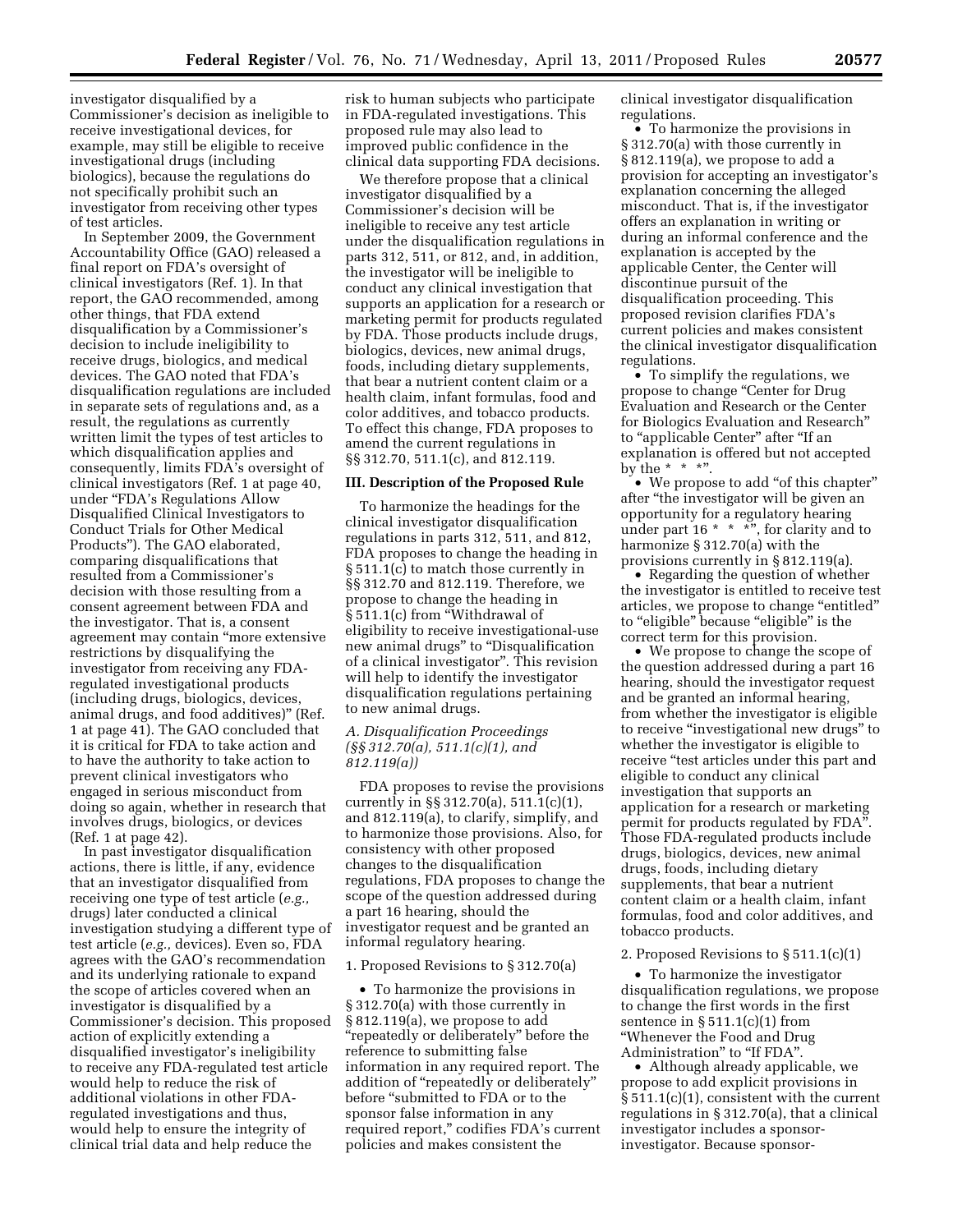investigator disqualified by a Commissioner's decision as ineligible to receive investigational devices, for example, may still be eligible to receive investigational drugs (including biologics), because the regulations do not specifically prohibit such an investigator from receiving other types of test articles.

In September 2009, the Government Accountability Office (GAO) released a final report on FDA's oversight of clinical investigators (Ref. 1). In that report, the GAO recommended, among other things, that FDA extend disqualification by a Commissioner's decision to include ineligibility to receive drugs, biologics, and medical devices. The GAO noted that FDA's disqualification regulations are included in separate sets of regulations and, as a result, the regulations as currently written limit the types of test articles to which disqualification applies and consequently, limits FDA's oversight of clinical investigators (Ref. 1 at page 40, under "FDA's Regulations Allow Disqualified Clinical Investigators to Conduct Trials for Other Medical Products"). The GAO elaborated, comparing disqualifications that resulted from a Commissioner's decision with those resulting from a consent agreement between FDA and the investigator. That is, a consent agreement may contain "more extensive restrictions by disqualifying the investigator from receiving any FDA-regulated investigational products (including drugs, biologics, devices, animal drugs, and food additives)" (Ref. 1 at page 41). The GAO concluded that it is critical for FDA to take action and to have the authority to take action to prevent clinical investigators who engaged in serious misconduct from doing so again, whether in research that involves drugs, biologics, or devices (Ref. 1 at page 42).

In past investigator disqualification actions, there is little, if any, evidence that an investigator disqualified from receiving one type of test article (*e.g.,* drugs) later conducted a clinical investigation studying a different type of test article (*e.g.,* devices). Even so, FDA agrees with the GAO's recommendation and its underlying rationale to expand the scope of articles covered when an investigator is disqualified by a Commissioner's decision. This proposed action of explicitly extending a disqualified investigator's ineligibility to receive any FDA-regulated test article would help to reduce the risk of additional violations in other FDA-regulated investigations and thus, would help to ensure the integrity of clinical trial data and help reduce the risk to human subjects who participate in FDA-regulated investigations. This proposed rule may also lead to improved public confidence in the clinical data supporting FDA decisions.

We therefore propose that a clinical investigator disqualified by a Commissioner's decision will be ineligible to receive any test article under the disqualification regulations in parts 312, 511, or 812, and, in addition, the investigator will be ineligible to conduct any clinical investigation that supports an application for a research or marketing permit for products regulated by FDA. Those products include drugs, biologics, devices, new animal drugs, foods, including dietary supplements, that bear a nutrient content claim or a health claim, infant formulas, food and color additives, and tobacco products. To effect this change, FDA proposes to amend the current regulations in §§ 312.70, 511.1(c), and 812.119.

## III. Description of the Proposed Rule

To harmonize the headings for the clinical investigator disqualification regulations in parts 312, 511, and 812, FDA proposes to change the heading in § 511.1(c) to match those currently in §§ 312.70 and 812.119. Therefore, we propose to change the heading in § 511.1(c) from "Withdrawal of eligibility to receive investigational-use new animal drugs" to "Disqualification of a clinical investigator". This revision will help to identify the investigator disqualification regulations pertaining to new animal drugs.

### *A. Disqualification Proceedings (§§ 312.70(a), 511.1(c)(1), and 812.119(a))*

FDA proposes to revise the provisions currently in §§ 312.70(a), 511.1(c)(1), and 812.119(a), to clarify, simplify, and to harmonize those provisions. Also, for consistency with other proposed changes to the disqualification regulations, FDA proposes to change the scope of the question addressed during a part 16 hearing, should the investigator request and be granted an informal regulatory hearing.

1. Proposed Revisions to § 312.70(a)

- To harmonize the provisions in § 312.70(a) with those currently in § 812.119(a), we propose to add "repeatedly or deliberately" before the reference to submitting false information in any required report. The addition of "repeatedly or deliberately" before "submitted to FDA or to the sponsor false information in any required report," codifies FDA's current policies and makes consistent the clinical investigator disqualification regulations.
- To harmonize the provisions in § 312.70(a) with those currently in § 812.119(a), we propose to add a provision for accepting an investigator's explanation concerning the alleged misconduct. That is, if the investigator offers an explanation in writing or during an informal conference and the explanation is accepted by the applicable Center, the Center will discontinue pursuit of the disqualification proceeding. This proposed revision clarifies FDA's current policies and makes consistent the clinical investigator disqualification regulations.
- To simplify the regulations, we propose to change "Center for Drug Evaluation and Research or the Center for Biologics Evaluation and Research" to "applicable Center" after "If an explanation is offered but not accepted by the * * *".
- We propose to add "of this chapter" after "the investigator will be given an opportunity for a regulatory hearing under part 16 * * *", for clarity and to harmonize § 312.70(a) with the provisions currently in § 812.119(a).
- Regarding the question of whether the investigator is entitled to receive test articles, we propose to change "entitled" to "eligible" because "eligible" is the correct term for this provision.
- We propose to change the scope of the question addressed during a part 16 hearing, should the investigator request and be granted an informal hearing, from whether the investigator is eligible to receive "investigational new drugs" to whether the investigator is eligible to receive "test articles under this part and eligible to conduct any clinical investigation that supports an application for a research or marketing permit for products regulated by FDA". Those FDA-regulated products include drugs, biologics, devices, new animal drugs, foods, including dietary supplements, that bear a nutrient content claim or a health claim, infant formulas, food and color additives, and tobacco products.

2. Proposed Revisions to § 511.1(c)(1)

- To harmonize the investigator disqualification regulations, we propose to change the first words in the first sentence in § 511.1(c)(1) from "Whenever the Food and Drug Administration" to "If FDA".
- Although already applicable, we propose to add explicit provisions in § 511.1(c)(1), consistent with the current regulations in § 312.70(a), that a clinical investigator includes a sponsor-investigator. Because sponsor-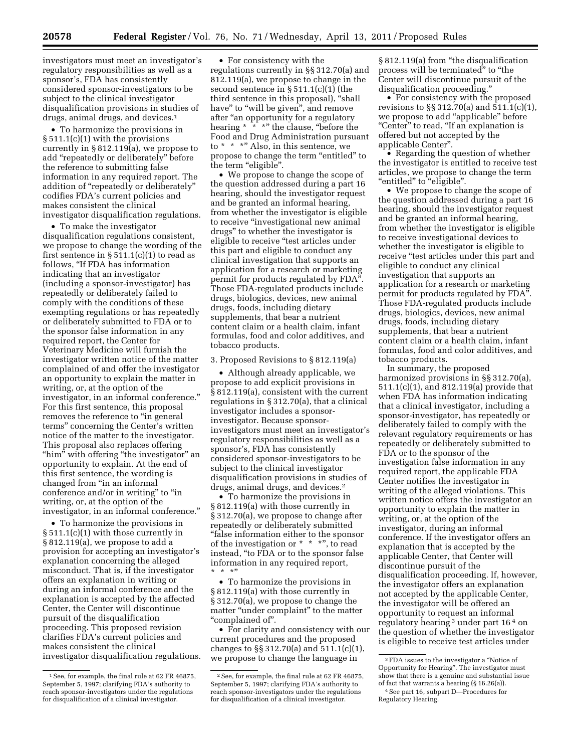investigators must meet an investigator's regulatory responsibilities as well as a sponsor's, FDA has consistently considered sponsor-investigators to be subject to the clinical investigator disqualification provisions in studies of drugs, animal drugs, and devices.[1]

- To harmonize the provisions in § 511.1(c)(1) with the provisions currently in § 812.119(a), we propose to add "repeatedly or deliberately" before the reference to submitting false information in any required report. The addition of "repeatedly or deliberately" codifies FDA's current policies and makes consistent the clinical investigator disqualification regulations.

- To make the investigator disqualification regulations consistent, we propose to change the wording of the first sentence in § 511.1(c)(1) to read as follows, "If FDA has information indicating that an investigator (including a sponsor-investigator) has repeatedly or deliberately failed to comply with the conditions of these exempting regulations or has repeatedly or deliberately submitted to FDA or to the sponsor false information in any required report, the Center for Veterinary Medicine will furnish the investigator written notice of the matter complained of and offer the investigator an opportunity to explain the matter in writing, or, at the option of the investigator, in an informal conference." For this first sentence, this proposal removes the reference to "in general terms" concerning the Center's written notice of the matter to the investigator. This proposal also replaces offering "him" with offering "the investigator" an opportunity to explain. At the end of this first sentence, the wording is changed from "in an informal conference and/or in writing" to "in writing, or, at the option of the investigator, in an informal conference."

- To harmonize the provisions in § 511.1(c)(1) with those currently in § 812.119(a), we propose to add a provision for accepting an investigator's explanation concerning the alleged misconduct. That is, if the investigator offers an explanation in writing or during an informal conference and the explanation is accepted by the affected Center, the Center will discontinue pursuit of the disqualification proceeding. This proposed revision clarifies FDA's current policies and makes consistent the clinical investigator disqualification regulations.

- For consistency with the regulations currently in §§ 312.70(a) and 812.119(a), we propose to change in the second sentence in § 511.1(c)(1) (the third sentence in this proposal), "shall have" to "will be given", and remove after "an opportunity for a regulatory hearing * * *" the clause, "before the Food and Drug Administration pursuant to * * *" Also, in this sentence, we propose to change the term "entitled" to the term "eligible".

- We propose to change the scope of the question addressed during a part 16 hearing, should the investigator request and be granted an informal hearing, from whether the investigator is eligible to receive "investigational new animal drugs" to whether the investigator is eligible to receive "test articles under this part and eligible to conduct any clinical investigation that supports an application for a research or marketing permit for products regulated by FDA". Those FDA-regulated products include drugs, biologics, devices, new animal drugs, foods, including dietary supplements, that bear a nutrient content claim or a health claim, infant formulas, food and color additives, and tobacco products.

3. Proposed Revisions to § 812.119(a)

- Although already applicable, we propose to add explicit provisions in § 812.119(a), consistent with the current regulations in § 312.70(a), that a clinical investigator includes a sponsor-investigator. Because sponsor-investigators must meet an investigator's regulatory responsibilities as well as a sponsor's, FDA has consistently considered sponsor-investigators to be subject to the clinical investigator disqualification provisions in studies of drugs, animal drugs, and devices.[2]

- To harmonize the provisions in § 812.119(a) with those currently in § 312.70(a), we propose to change after repeatedly or deliberately submitted "false information either to the sponsor of the investigation or * * *", to read instead, "to FDA or to the sponsor false information in any required report, * * *"

- To harmonize the provisions in § 812.119(a) with those currently in § 312.70(a), we propose to change the matter "under complaint" to the matter "complained of".

- For clarity and consistency with our current procedures and the proposed changes to §§ 312.70(a) and 511.1(c)(1), we propose to change the language in § 812.119(a) from "the disqualification process will be terminated" to "the Center will discontinue pursuit of the disqualification proceeding."

- For consistency with the proposed revisions to §§ 312.70(a) and 511.1(c)(1), we propose to add "applicable" before "Center" to read, "If an explanation is offered but not accepted by the applicable Center".

- Regarding the question of whether the investigator is entitled to receive test articles, we propose to change the term "entitled" to "eligible".

- We propose to change the scope of the question addressed during a part 16 hearing, should the investigator request and be granted an informal hearing, from whether the investigator is eligible to receive investigational devices to whether the investigator is eligible to receive "test articles under this part and eligible to conduct any clinical investigation that supports an application for a research or marketing permit for products regulated by FDA". Those FDA-regulated products include drugs, biologics, devices, new animal drugs, foods, including dietary supplements, that bear a nutrient content claim or a health claim, infant formulas, food and color additives, and tobacco products.

In summary, the proposed harmonized provisions in §§ 312.70(a), 511.1(c)(1), and 812.119(a) provide that when FDA has information indicating that a clinical investigator, including a sponsor-investigator, has repeatedly or deliberately failed to comply with the relevant regulatory requirements or has repeatedly or deliberately submitted to FDA or to the sponsor of the investigation false information in any required report, the applicable FDA Center notifies the investigator in writing of the alleged violations. This written notice offers the investigator an opportunity to explain the matter in writing, or, at the option of the investigator, during an informal conference. If the investigator offers an explanation that is accepted by the applicable Center, that Center will discontinue pursuit of the disqualification proceeding. If, however, the investigator offers an explanation not accepted by the applicable Center, the investigator will be offered an opportunity to request an informal regulatory hearing[3] under part 16[4] on the question of whether the investigator is eligible to receive test articles under

---

[1] See, for example, the final rule at 62 FR 46875, September 5, 1997; clarifying FDA's authority to reach sponsor-investigators under the regulations for disqualification of a clinical investigator.

[2] See, for example, the final rule at 62 FR 46875, September 5, 1997; clarifying FDA's authority to reach sponsor-investigators under the regulations for disqualification of a clinical investigator.

[3] FDA issues to the investigator a "Notice of Opportunity for Hearing". The investigator must show that there is a genuine and substantial issue of fact that warrants a hearing (§ 16.26(a)).

[4] See part 16, subpart D—Procedures for Regulatory Hearing.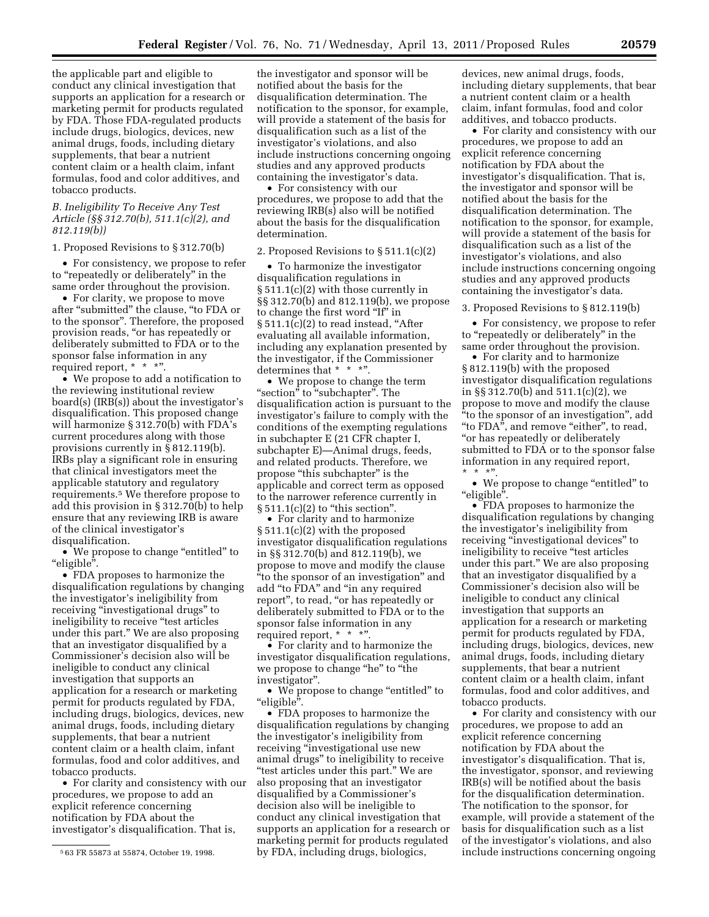the applicable part and eligible to conduct any clinical investigation that supports an application for a research or marketing permit for products regulated by FDA. Those FDA-regulated products include drugs, biologics, devices, new animal drugs, foods, including dietary supplements, that bear a nutrient content claim or a health claim, infant formulas, food and color additives, and tobacco products.

### *B. Ineligibility To Receive Any Test Article (§§ 312.70(b), 511.1(c)(2), and 812.119(b))*

1. Proposed Revisions to § 312.70(b)

- For consistency, we propose to refer to "repeatedly or deliberately" in the same order throughout the provision.
- For clarity, we propose to move after "submitted" the clause, "to FDA or to the sponsor". Therefore, the proposed provision reads, "or has repeatedly or deliberately submitted to FDA or to the sponsor false information in any required report, * * *".
- We propose to add a notification to the reviewing institutional review board(s) (IRB(s)) about the investigator's disqualification. This proposed change will harmonize § 312.70(b) with FDA's current procedures along with those provisions currently in § 812.119(b). IRBs play a significant role in ensuring that clinical investigators meet the applicable statutory and regulatory requirements.[5] We therefore propose to add this provision in § 312.70(b) to help ensure that any reviewing IRB is aware of the clinical investigator's disqualification.
- We propose to change "entitled" to "eligible".
- FDA proposes to harmonize the disqualification regulations by changing the investigator's ineligibility from receiving "investigational drugs" to ineligibility to receive "test articles under this part." We are also proposing that an investigator disqualified by a Commissioner's decision also will be ineligible to conduct any clinical investigation that supports an application for a research or marketing permit for products regulated by FDA, including drugs, biologics, devices, new animal drugs, foods, including dietary supplements, that bear a nutrient content claim or a health claim, infant formulas, food and color additives, and tobacco products.
- For clarity and consistency with our procedures, we propose to add an explicit reference concerning notification by FDA about the investigator's disqualification. That is, the investigator and sponsor will be notified about the basis for the disqualification determination. The notification to the sponsor, for example, will provide a statement of the basis for disqualification such as a list of the investigator's violations, and also include instructions concerning ongoing studies and any approved products containing the investigator's data.
- For consistency with our procedures, we propose to add that the reviewing IRB(s) also will be notified about the basis for the disqualification determination.

2. Proposed Revisions to § 511.1(c)(2)

- To harmonize the investigator disqualification regulations in § 511.1(c)(2) with those currently in §§ 312.70(b) and 812.119(b), we propose to change the first word "If" in § 511.1(c)(2) to read instead, "After evaluating all available information, including any explanation presented by the investigator, if the Commissioner determines that * * *".
- We propose to change the term "section" to "subchapter". The disqualification action is pursuant to the investigator's failure to comply with the conditions of the exempting regulations in subchapter E (21 CFR chapter I, subchapter E)—Animal drugs, feeds, and related products. Therefore, we propose "this subchapter" is the applicable and correct term as opposed to the narrower reference currently in § 511.1(c)(2) to "this section".
- For clarity and to harmonize § 511.1(c)(2) with the proposed investigator disqualification regulations in §§ 312.70(b) and 812.119(b), we propose to move and modify the clause "to the sponsor of an investigation" and add "to FDA" and "in any required report", to read, "or has repeatedly or deliberately submitted to FDA or to the sponsor false information in any required report, * * *".
- For clarity and to harmonize the investigator disqualification regulations, we propose to change "he" to "the investigator".
- We propose to change "entitled" to "eligible".
- FDA proposes to harmonize the disqualification regulations by changing the investigator's ineligibility from receiving "investigational use new animal drugs" to ineligibility to receive "test articles under this part." We are also proposing that an investigator disqualified by a Commissioner's decision also will be ineligible to conduct any clinical investigation that supports an application for a research or marketing permit for products regulated by FDA, including drugs, biologics, devices, new animal drugs, foods, including dietary supplements, that bear a nutrient content claim or a health claim, infant formulas, food and color additives, and tobacco products.
- For clarity and consistency with our procedures, we propose to add an explicit reference concerning notification by FDA about the investigator's disqualification. That is, the investigator and sponsor will be notified about the basis for the disqualification determination. The notification to the sponsor, for example, will provide a statement of the basis for disqualification such as a list of the investigator's violations, and also include instructions concerning ongoing studies and any approved products containing the investigator's data.

3. Proposed Revisions to § 812.119(b)

- For consistency, we propose to refer to "repeatedly or deliberately" in the same order throughout the provision.
- For clarity and to harmonize § 812.119(b) with the proposed investigator disqualification regulations in §§ 312.70(b) and 511.1(c)(2), we propose to move and modify the clause "to the sponsor of an investigation", add "to FDA", and remove "either", to read, "or has repeatedly or deliberately submitted to FDA or to the sponsor false information in any required report, * * *".
- We propose to change "entitled" to "eligible".
- FDA proposes to harmonize the disqualification regulations by changing the investigator's ineligibility from receiving "investigational devices" to ineligibility to receive "test articles under this part." We are also proposing that an investigator disqualified by a Commissioner's decision also will be ineligible to conduct any clinical investigation that supports an application for a research or marketing permit for products regulated by FDA, including drugs, biologics, devices, new animal drugs, foods, including dietary supplements, that bear a nutrient content claim or a health claim, infant formulas, food and color additives, and tobacco products.
- For clarity and consistency with our procedures, we propose to add an explicit reference concerning notification by FDA about the investigator's disqualification. That is, the investigator, sponsor, and reviewing IRB(s) will be notified about the basis for the disqualification determination. The notification to the sponsor, for example, will provide a statement of the basis for disqualification such as a list of the investigator's violations, and also include instructions concerning ongoing

[5] 63 FR 55873 at 55874, October 19, 1998.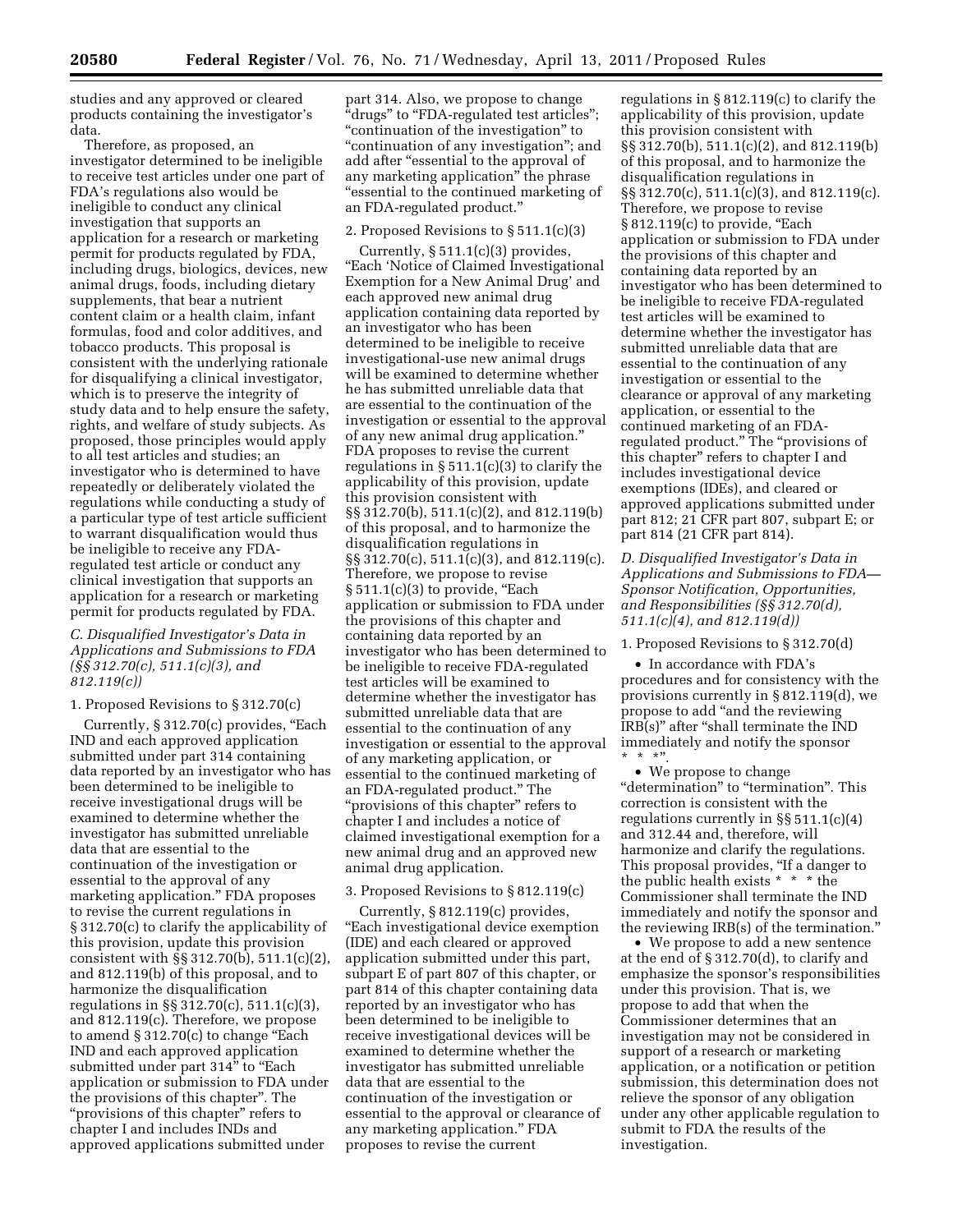studies and any approved or cleared products containing the investigator's data.

Therefore, as proposed, an investigator determined to be ineligible to receive test articles under one part of FDA's regulations also would be ineligible to conduct any clinical investigation that supports an application for a research or marketing permit for products regulated by FDA, including drugs, biologics, devices, new animal drugs, foods, including dietary supplements, that bear a nutrient content claim or a health claim, infant formulas, food and color additives, and tobacco products. This proposal is consistent with the underlying rationale for disqualifying a clinical investigator, which is to preserve the integrity of study data and to help ensure the safety, rights, and welfare of study subjects. As proposed, those principles would apply to all test articles and studies; an investigator who is determined to have repeatedly or deliberately violated the regulations while conducting a study of a particular type of test article sufficient to warrant disqualification would thus be ineligible to receive any FDA-regulated test article or conduct any clinical investigation that supports an application for a research or marketing permit for products regulated by FDA.

### *C. Disqualified Investigator's Data in Applications and Submissions to FDA (§§ 312.70(c), 511.1(c)(3), and 812.119(c))*

1. Proposed Revisions to § 312.70(c)

Currently, § 312.70(c) provides, "Each IND and each approved application submitted under part 314 containing data reported by an investigator who has been determined to be ineligible to receive investigational drugs will be examined to determine whether the investigator has submitted unreliable data that are essential to the continuation of the investigation or essential to the approval of any marketing application." FDA proposes to revise the current regulations in § 312.70(c) to clarify the applicability of this provision, update this provision consistent with §§ 312.70(b), 511.1(c)(2), and 812.119(b) of this proposal, and to harmonize the disqualification regulations in §§ 312.70(c), 511.1(c)(3), and 812.119(c). Therefore, we propose to amend § 312.70(c) to change "Each IND and each approved application submitted under part 314" to "Each application or submission to FDA under the provisions of this chapter". The "provisions of this chapter" refers to chapter I and includes INDs and approved applications submitted under part 314. Also, we propose to change "drugs" to "FDA-regulated test articles"; "continuation of the investigation" to "continuation of any investigation"; and add after "essential to the approval of any marketing application" the phrase "essential to the continued marketing of an FDA-regulated product."

2. Proposed Revisions to § 511.1(c)(3)

Currently, § 511.1(c)(3) provides, "Each 'Notice of Claimed Investigational Exemption for a New Animal Drug' and each approved new animal drug application containing data reported by an investigator who has been determined to be ineligible to receive investigational-use new animal drugs will be examined to determine whether he has submitted unreliable data that are essential to the continuation of the investigation or essential to the approval of any new animal drug application." FDA proposes to revise the current regulations in § 511.1(c)(3) to clarify the applicability of this provision, update this provision consistent with §§ 312.70(b), 511.1(c)(2), and 812.119(b) of this proposal, and to harmonize the disqualification regulations in §§ 312.70(c), 511.1(c)(3), and 812.119(c). Therefore, we propose to revise § 511.1(c)(3) to provide, "Each application or submission to FDA under the provisions of this chapter and containing data reported by an investigator who has been determined to be ineligible to receive FDA-regulated test articles will be examined to determine whether the investigator has submitted unreliable data that are essential to the continuation of any investigation or essential to the approval of any marketing application, or essential to the continued marketing of an FDA-regulated product." The "provisions of this chapter" refers to chapter I and includes a notice of claimed investigational exemption for a new animal drug and an approved new animal drug application.

3. Proposed Revisions to § 812.119(c)

Currently, § 812.119(c) provides, "Each investigational device exemption (IDE) and each cleared or approved application submitted under this part, subpart E of part 807 of this chapter, or part 814 of this chapter containing data reported by an investigator who has been determined to be ineligible to receive investigational devices will be examined to determine whether the investigator has submitted unreliable data that are essential to the continuation of the investigation or essential to the approval or clearance of any marketing application." FDA proposes to revise the current regulations in § 812.119(c) to clarify the applicability of this provision, update this provision consistent with §§ 312.70(b), 511.1(c)(2), and 812.119(b) of this proposal, and to harmonize the disqualification regulations in §§ 312.70(c), 511.1(c)(3), and 812.119(c). Therefore, we propose to revise § 812.119(c) to provide, "Each application or submission to FDA under the provisions of this chapter and containing data reported by an investigator who has been determined to be ineligible to receive FDA-regulated test articles will be examined to determine whether the investigator has submitted unreliable data that are essential to the continuation of any investigation or essential to the clearance or approval of any marketing application, or essential to the continued marketing of an FDA-regulated product." The "provisions of this chapter" refers to chapter I and includes investigational device exemptions (IDEs), and cleared or approved applications submitted under part 812; 21 CFR part 807, subpart E; or part 814 (21 CFR part 814).

### *D. Disqualified Investigator's Data in Applications and Submissions to FDA—Sponsor Notification, Opportunities, and Responsibilities (§§ 312.70(d), 511.1(c)(4), and 812.119(d))*

1. Proposed Revisions to § 312.70(d)

- In accordance with FDA's procedures and for consistency with the provisions currently in § 812.119(d), we propose to add "and the reviewing IRB(s)" after "shall terminate the IND immediately and notify the sponsor * * *".
- We propose to change "determination" to "termination". This correction is consistent with the regulations currently in §§ 511.1(c)(4) and 312.44 and, therefore, will harmonize and clarify the regulations. This proposal provides, "If a danger to the public health exists * * * the Commissioner shall terminate the IND immediately and notify the sponsor and the reviewing IRB(s) of the termination."
- We propose to add a new sentence at the end of § 312.70(d), to clarify and emphasize the sponsor's responsibilities under this provision. That is, we propose to add that when the Commissioner determines that an investigation may not be considered in support of a research or marketing application, or a notification or petition submission, this determination does not relieve the sponsor of any obligation under any other applicable regulation to submit to FDA the results of the investigation.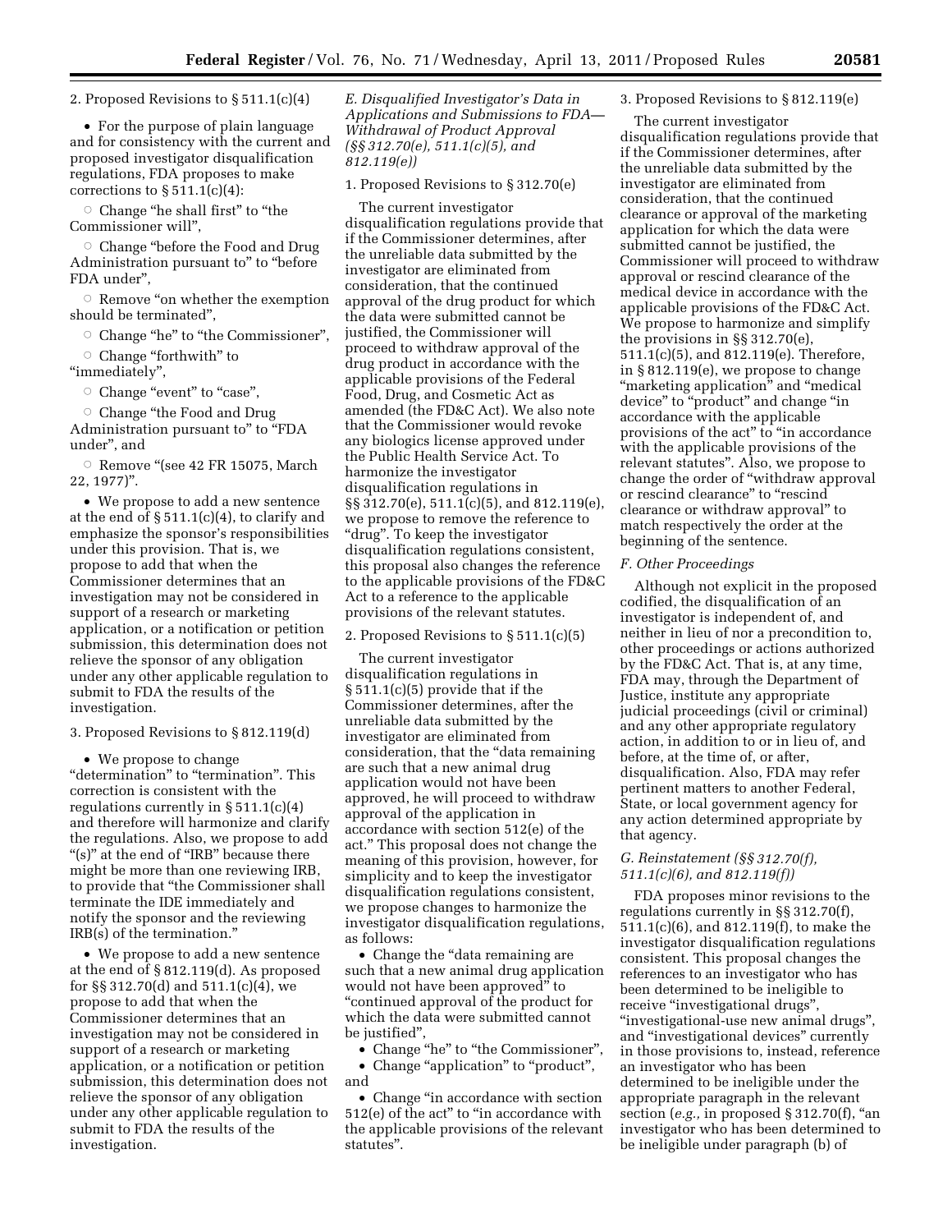2. Proposed Revisions to § 511.1(c)(4)

- For the purpose of plain language and for consistency with the current and proposed investigator disqualification regulations, FDA proposes to make corrections to § 511.1(c)(4):
  - Change "he shall first" to "the Commissioner will",
  - Change "before the Food and Drug Administration pursuant to" to "before FDA under",
  - Remove "on whether the exemption should be terminated",
  - Change "he" to "the Commissioner",
  - Change "forthwith" to "immediately",
  - Change "event" to "case",
  - Change "the Food and Drug Administration pursuant to" to "FDA under", and
  - Remove "(see 42 FR 15075, March 22, 1977)".
- We propose to add a new sentence at the end of § 511.1(c)(4), to clarify and emphasize the sponsor's responsibilities under this provision. That is, we propose to add that when the Commissioner determines that an investigation may not be considered in support of a research or marketing application, or a notification or petition submission, this determination does not relieve the sponsor of any obligation under any other applicable regulation to submit to FDA the results of the investigation.

3. Proposed Revisions to § 812.119(d)

- We propose to change "determination" to "termination". This correction is consistent with the regulations currently in § 511.1(c)(4) and therefore will harmonize and clarify the regulations. Also, we propose to add "(s)" at the end of "IRB" because there might be more than one reviewing IRB, to provide that "the Commissioner shall terminate the IDE immediately and notify the sponsor and the reviewing IRB(s) of the termination."
- We propose to add a new sentence at the end of § 812.119(d). As proposed for §§ 312.70(d) and 511.1(c)(4), we propose to add that when the Commissioner determines that an investigation may not be considered in support of a research or marketing application, or a notification or petition submission, this determination does not relieve the sponsor of any obligation under any other applicable regulation to submit to FDA the results of the investigation.

### *E. Disqualified Investigator's Data in Applications and Submissions to FDA—Withdrawal of Product Approval (§§ 312.70(e), 511.1(c)(5), and 812.119(e))*

1. Proposed Revisions to § 312.70(e)

The current investigator disqualification regulations provide that if the Commissioner determines, after the unreliable data submitted by the investigator are eliminated from consideration, that the continued approval of the drug product for which the data were submitted cannot be justified, the Commissioner will proceed to withdraw approval of the drug product in accordance with the applicable provisions of the Federal Food, Drug, and Cosmetic Act as amended (the FD&C Act). We also note that the Commissioner would revoke any biologics license approved under the Public Health Service Act. To harmonize the investigator disqualification regulations in §§ 312.70(e), 511.1(c)(5), and 812.119(e), we propose to remove the reference to "drug". To keep the investigator disqualification regulations consistent, this proposal also changes the reference to the applicable provisions of the FD&C Act to a reference to the applicable provisions of the relevant statutes.

2. Proposed Revisions to § 511.1(c)(5)

The current investigator disqualification regulations in § 511.1(c)(5) provide that if the Commissioner determines, after the unreliable data submitted by the investigator are eliminated from consideration, that the "data remaining are such that a new animal drug application would not have been approved, he will proceed to withdraw approval of the application in accordance with section 512(e) of the act." This proposal does not change the meaning of this provision, however, for simplicity and to keep the investigator disqualification regulations consistent, we propose changes to harmonize the investigator disqualification regulations, as follows:

- Change the "data remaining are such that a new animal drug application would not have been approved" to "continued approval of the product for which the data were submitted cannot be justified",
- Change "he" to "the Commissioner",
- Change "application" to "product", and
- Change "in accordance with section 512(e) of the act" to "in accordance with the applicable provisions of the relevant statutes".

3. Proposed Revisions to § 812.119(e)

The current investigator disqualification regulations provide that if the Commissioner determines, after the unreliable data submitted by the investigator are eliminated from consideration, that the continued clearance or approval of the marketing application for which the data were submitted cannot be justified, the Commissioner will proceed to withdraw approval or rescind clearance of the medical device in accordance with the applicable provisions of the FD&C Act. We propose to harmonize and simplify the provisions in §§ 312.70(e), 511.1(c)(5), and 812.119(e). Therefore, in § 812.119(e), we propose to change "marketing application" and "medical device" to "product" and change "in accordance with the applicable provisions of the act" to "in accordance with the applicable provisions of the relevant statutes". Also, we propose to change the order of "withdraw approval or rescind clearance" to "rescind clearance or withdraw approval" to match respectively the order at the beginning of the sentence.

### *F. Other Proceedings*

Although not explicit in the proposed codified, the disqualification of an investigator is independent of, and neither in lieu of nor a precondition to, other proceedings or actions authorized by the FD&C Act. That is, at any time, FDA may, through the Department of Justice, institute any appropriate judicial proceedings (civil or criminal) and any other appropriate regulatory action, in addition to or in lieu of, and before, at the time of, or after, disqualification. Also, FDA may refer pertinent matters to another Federal, State, or local government agency for any action determined appropriate by that agency.

### *G. Reinstatement (§§ 312.70(f), 511.1(c)(6), and 812.119(f))*

FDA proposes minor revisions to the regulations currently in §§ 312.70(f), 511.1(c)(6), and 812.119(f), to make the investigator disqualification regulations consistent. This proposal changes the references to an investigator who has been determined to be ineligible to receive "investigational drugs", "investigational-use new animal drugs", and "investigational devices" currently in those provisions to, instead, reference an investigator who has been determined to be ineligible under the appropriate paragraph in the relevant section (*e.g.,* in proposed § 312.70(f), "an investigator who has been determined to be ineligible under paragraph (b) of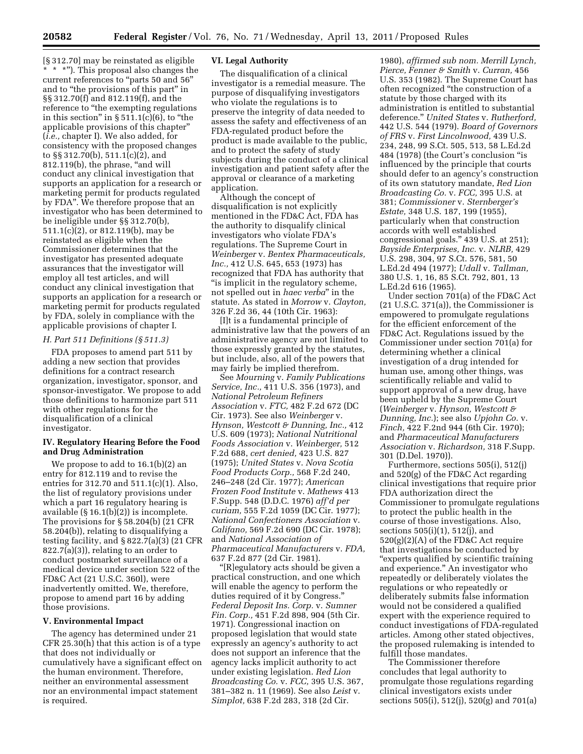[§ 312.70] may be reinstated as eligible * * *"). This proposal also changes the current references to "parts 50 and 56" and to "the provisions of this part" in §§ 312.70(f) and 812.119(f), and the reference to "the exempting regulations in this section" in § 511.1(c)(6), to "the applicable provisions of this chapter" (*i.e.,* chapter I). We also added, for consistency with the proposed changes to §§ 312.70(b), 511.1(c)(2), and 812.119(b), the phrase, "and will conduct any clinical investigation that supports an application for a research or marketing permit for products regulated by FDA". We therefore propose that an investigator who has been determined to be ineligible under §§ 312.70(b), 511.1(c)(2), or 812.119(b), may be reinstated as eligible when the Commissioner determines that the investigator has presented adequate assurances that the investigator will employ all test articles, and will conduct any clinical investigation that supports an application for a research or marketing permit for products regulated by FDA, solely in compliance with the applicable provisions of chapter I.

### *H. Part 511 Definitions (§ 511.3)*

FDA proposes to amend part 511 by adding a new section that provides definitions for a contract research organization, investigator, sponsor, and sponsor-investigator. We propose to add those definitions to harmonize part 511 with other regulations for the disqualification of a clinical investigator.

## IV. Regulatory Hearing Before the Food and Drug Administration

We propose to add to 16.1(b)(2) an entry for 812.119 and to revise the entries for 312.70 and 511.1(c)(1). Also, the list of regulatory provisions under which a part 16 regulatory hearing is available (§ 16.1(b)(2)) is incomplete. The provisions for § 58.204(b) (21 CFR 58.204(b)), relating to disqualifying a testing facility, and § 822.7(a)(3) (21 CFR 822.7(a)(3)), relating to an order to conduct postmarket surveillance of a medical device under section 522 of the FD&C Act (21 U.S.C. 360l), were inadvertently omitted. We, therefore, propose to amend part 16 by adding those provisions.

## V. Environmental Impact

The agency has determined under 21 CFR 25.30(h) that this action is of a type that does not individually or cumulatively have a significant effect on the human environment. Therefore, neither an environmental assessment nor an environmental impact statement is required.

## VI. Legal Authority

The disqualification of a clinical investigator is a remedial measure. The purpose of disqualifying investigators who violate the regulations is to preserve the integrity of data needed to assess the safety and effectiveness of an FDA-regulated product before the product is made available to the public, and to protect the safety of study subjects during the conduct of a clinical investigation and patient safety after the approval or clearance of a marketing application.

Although the concept of disqualification is not explicitly mentioned in the FD&C Act, FDA has the authority to disqualify clinical investigators who violate FDA's regulations. The Supreme Court in *Weinberger* v. *Bentex Pharmaceuticals, Inc.,* 412 U.S. 645, 653 (1973) has recognized that FDA has authority that "is implicit in the regulatory scheme, not spelled out in *haec verba*" in the statute. As stated in *Morrow* v. *Clayton,* 326 F.2d 36, 44 (10th Cir. 1963):

[I]t is a fundamental principle of administrative law that the powers of an administrative agency are not limited to those expressly granted by the statutes, but include, also, all of the powers that may fairly be implied therefrom.

See *Mourning* v. *Family Publications Service, Inc.,* 411 U.S. 356 (1973), and *National Petroleum Refiners Association* v. *FTC,* 482 F.2d 672 (DC Cir. 1973). See also *Weinberger* v. *Hynson, Westcott & Dunning, Inc.,* 412 U.S. 609 (1973); *National Nutritional Foods Association* v. *Weinberger,* 512 F.2d 688, *cert denied,* 423 U.S. 827 (1975); *United States* v. *Nova Scotia Food Products Corp.,* 568 F.2d 240, 246–248 (2d Cir. 1977); *American Frozen Food Institute* v. *Mathews* 413 F.Supp. 548 (D.D.C. 1976) *aff'd per curiam,* 555 F.2d 1059 (DC Cir. 1977); *National Confectioners Association* v. *Califano,* 569 F.2d 690 (DC Cir. 1978); and *National Association of Pharmaceutical Manufacturers* v. *FDA,* 637 F.2d 877 (2d Cir. 1981).

"[R]egulatory acts should be given a practical construction, and one which will enable the agency to perform the duties required of it by Congress." *Federal Deposit Ins. Corp.* v. *Sumner Fin. Corp.,* 451 F.2d 898, 904 (5th Cir. 1971). Congressional inaction on proposed legislation that would state expressly an agency's authority to act does not support an inference that the agency lacks implicit authority to act under existing legislation. *Red Lion Broadcasting Co.* v. *FCC,* 395 U.S. 367, 381–382 n. 11 (1969). See also *Leist* v. *Simplot,* 638 F.2d 283, 318 (2d Cir. 1980), *affirmed sub nom. Merrill Lynch, Pierce, Fenner & Smith* v. *Curran,* 456 U.S. 353 (1982). The Supreme Court has often recognized "the construction of a statute by those charged with its administration is entitled to substantial deference." *United States* v. *Rutherford,* 442 U.S. 544 (1979). *Board of Governors of FRS* v. *First Lincolnwood,* 439 U.S. 234, 248, 99 S.Ct. 505, 513, 58 L.Ed.2d 484 (1978) (the Court's conclusion "is influenced by the principle that courts should defer to an agency's construction of its own statutory mandate, *Red Lion Broadcasting Co.* v. *FCC,* 395 U.S. at 381; *Commissioner* v. *Sternberger's Estate,* 348 U.S. 187, 199 (1955), particularly when that construction accords with well established congressional goals." 439 U.S. at 251); *Bayside Enterprises, Inc.* v. *NLRB,* 429 U.S. 298, 304, 97 S.Ct. 576, 581, 50 L.Ed.2d 494 (1977); *Udall* v. *Tallman,* 380 U.S. 1, 16, 85 S.Ct. 792, 801, 13 L.Ed.2d 616 (1965).

Under section 701(a) of the FD&C Act (21 U.S.C. 371(a)), the Commissioner is empowered to promulgate regulations for the efficient enforcement of the FD&C Act. Regulations issued by the Commissioner under section 701(a) for determining whether a clinical investigation of a drug intended for human use, among other things, was scientifically reliable and valid to support approval of a new drug, have been upheld by the Supreme Court (*Weinberger* v. *Hynson, Westcott & Dunning, Inc.*); see also *Upjohn Co.* v. *Finch,* 422 F.2nd 944 (6th Cir. 1970); and *Pharmaceutical Manufacturers Association* v. *Richardson,* 318 F.Supp. 301 (D.Del. 1970)).

Furthermore, sections 505(i), 512(j) and 520(g) of the FD&C Act regarding clinical investigations that require prior FDA authorization direct the Commissioner to promulgate regulations to protect the public health in the course of those investigations. Also, sections 505(i)(1), 512(j), and 520(g)(2)(A) of the FD&C Act require that investigations be conducted by "experts qualified by scientific training and experience." An investigator who repeatedly or deliberately violates the regulations or who repeatedly or deliberately submits false information would not be considered a qualified expert with the experience required to conduct investigations of FDA-regulated articles. Among other stated objectives, the proposed rulemaking is intended to fulfill those mandates.

The Commissioner therefore concludes that legal authority to promulgate those regulations regarding clinical investigators exists under sections 505(i), 512(j), 520(g) and 701(a)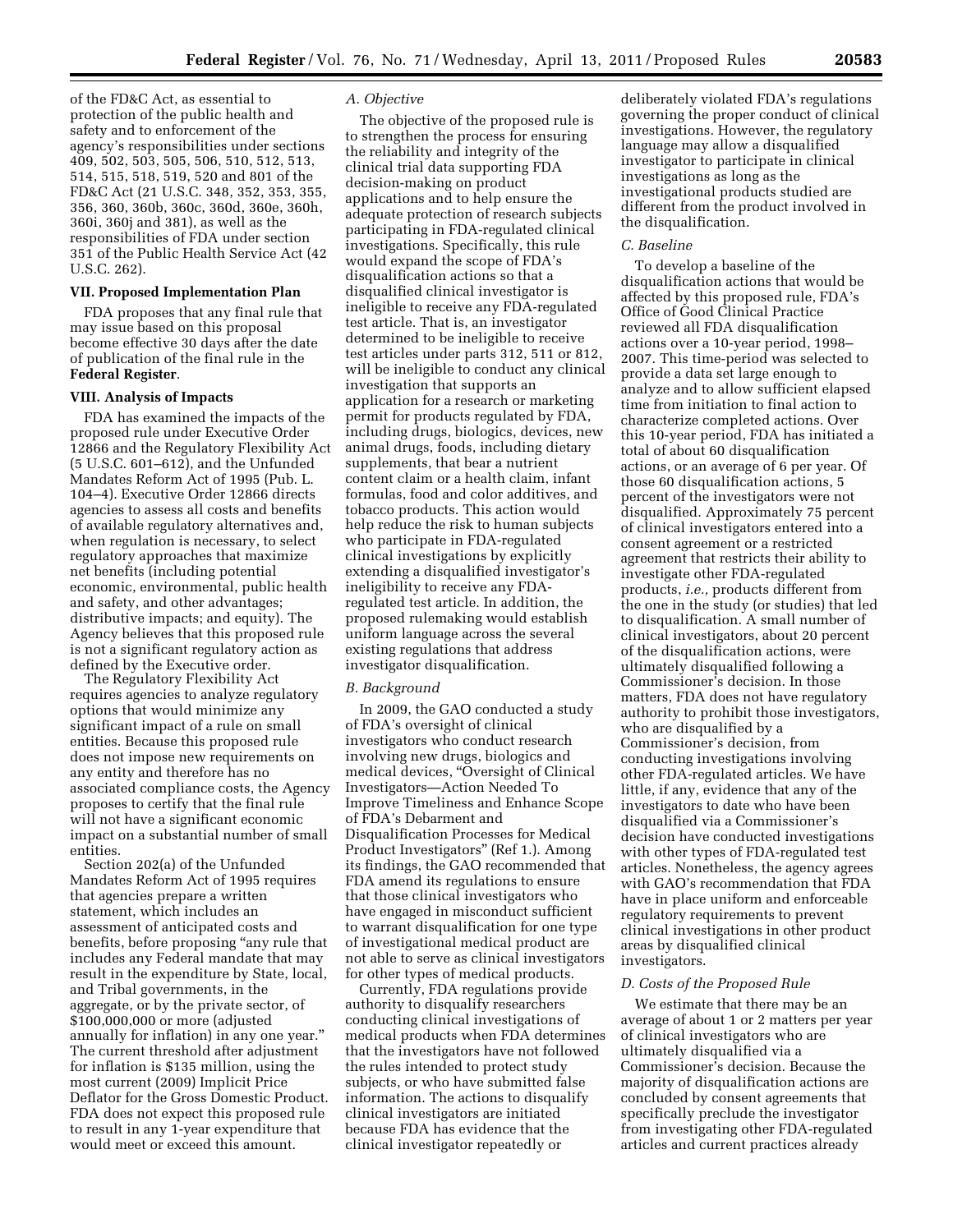of the FD&C Act, as essential to protection of the public health and safety and to enforcement of the agency's responsibilities under sections 409, 502, 503, 505, 506, 510, 512, 513, 514, 515, 518, 519, 520 and 801 of the FD&C Act (21 U.S.C. 348, 352, 353, 355, 356, 360, 360b, 360c, 360d, 360e, 360h, 360i, 360j and 381), as well as the responsibilities of FDA under section 351 of the Public Health Service Act (42 U.S.C. 262).

## VII. Proposed Implementation Plan

FDA proposes that any final rule that may issue based on this proposal become effective 30 days after the date of publication of the final rule in the **Federal Register**.

## VIII. Analysis of Impacts

FDA has examined the impacts of the proposed rule under Executive Order 12866 and the Regulatory Flexibility Act (5 U.S.C. 601–612), and the Unfunded Mandates Reform Act of 1995 (Pub. L. 104–4). Executive Order 12866 directs agencies to assess all costs and benefits of available regulatory alternatives and, when regulation is necessary, to select regulatory approaches that maximize net benefits (including potential economic, environmental, public health and safety, and other advantages; distributive impacts; and equity). The Agency believes that this proposed rule is not a significant regulatory action as defined by the Executive order.

The Regulatory Flexibility Act requires agencies to analyze regulatory options that would minimize any significant impact of a rule on small entities. Because this proposed rule does not impose new requirements on any entity and therefore has no associated compliance costs, the Agency proposes to certify that the final rule will not have a significant economic impact on a substantial number of small entities.

Section 202(a) of the Unfunded Mandates Reform Act of 1995 requires that agencies prepare a written statement, which includes an assessment of anticipated costs and benefits, before proposing "any rule that includes any Federal mandate that may result in the expenditure by State, local, and Tribal governments, in the aggregate, or by the private sector, of $100,000,000 or more (adjusted annually for inflation) in any one year." The current threshold after adjustment for inflation is $135 million, using the most current (2009) Implicit Price Deflator for the Gross Domestic Product. FDA does not expect this proposed rule to result in any 1-year expenditure that would meet or exceed this amount.

### *A. Objective*

The objective of the proposed rule is to strengthen the process for ensuring the reliability and integrity of the clinical trial data supporting FDA decision-making on product applications and to help ensure the adequate protection of research subjects participating in FDA-regulated clinical investigations. Specifically, this rule would expand the scope of FDA's disqualification actions so that a disqualified clinical investigator is ineligible to receive any FDA-regulated test article. That is, an investigator determined to be ineligible to receive test articles under parts 312, 511 or 812, will be ineligible to conduct any clinical investigation that supports an application for a research or marketing permit for products regulated by FDA, including drugs, biologics, devices, new animal drugs, foods, including dietary supplements, that bear a nutrient content claim or a health claim, infant formulas, food and color additives, and tobacco products. This action would help reduce the risk to human subjects who participate in FDA-regulated clinical investigations by explicitly extending a disqualified investigator's ineligibility to receive any FDA-regulated test article. In addition, the proposed rulemaking would establish uniform language across the several existing regulations that address investigator disqualification.

### *B. Background*

In 2009, the GAO conducted a study of FDA's oversight of clinical investigators who conduct research involving new drugs, biologics and medical devices, "Oversight of Clinical Investigators—Action Needed To Improve Timeliness and Enhance Scope of FDA's Debarment and Disqualification Processes for Medical Product Investigators" (Ref 1.). Among its findings, the GAO recommended that FDA amend its regulations to ensure that those clinical investigators who have engaged in misconduct sufficient to warrant disqualification for one type of investigational medical product are not able to serve as clinical investigators for other types of medical products.

Currently, FDA regulations provide authority to disqualify researchers conducting clinical investigations of medical products when FDA determines that the investigators have not followed the rules intended to protect study subjects, or who have submitted false information. The actions to disqualify clinical investigators are initiated because FDA has evidence that the clinical investigator repeatedly or deliberately violated FDA's regulations governing the proper conduct of clinical investigations. However, the regulatory language may allow a disqualified investigator to participate in clinical investigations as long as the investigational products studied are different from the product involved in the disqualification.

### *C. Baseline*

To develop a baseline of the disqualification actions that would be affected by this proposed rule, FDA's Office of Good Clinical Practice reviewed all FDA disqualification actions over a 10-year period, 1998–2007. This time-period was selected to provide a data set large enough to analyze and to allow sufficient elapsed time from initiation to final action to characterize completed actions. Over this 10-year period, FDA has initiated a total of about 60 disqualification actions, or an average of 6 per year. Of those 60 disqualification actions, 5 percent of the investigators were not disqualified. Approximately 75 percent of clinical investigators entered into a consent agreement or a restricted agreement that restricts their ability to investigate other FDA-regulated products, *i.e.,* products different from the one in the study (or studies) that led to disqualification. A small number of clinical investigators, about 20 percent of the disqualification actions, were ultimately disqualified following a Commissioner's decision. In those matters, FDA does not have regulatory authority to prohibit those investigators, who are disqualified by a Commissioner's decision, from conducting investigations involving other FDA-regulated articles. We have little, if any, evidence that any of the investigators to date who have been disqualified via a Commissioner's decision have conducted investigations with other types of FDA-regulated test articles. Nonetheless, the agency agrees with GAO's recommendation that FDA have in place uniform and enforceable regulatory requirements to prevent clinical investigations in other product areas by disqualified clinical investigators.

### *D. Costs of the Proposed Rule*

We estimate that there may be an average of about 1 or 2 matters per year of clinical investigators who are ultimately disqualified via a Commissioner's decision. Because the majority of disqualification actions are concluded by consent agreements that specifically preclude the investigator from investigating other FDA-regulated articles and current practices already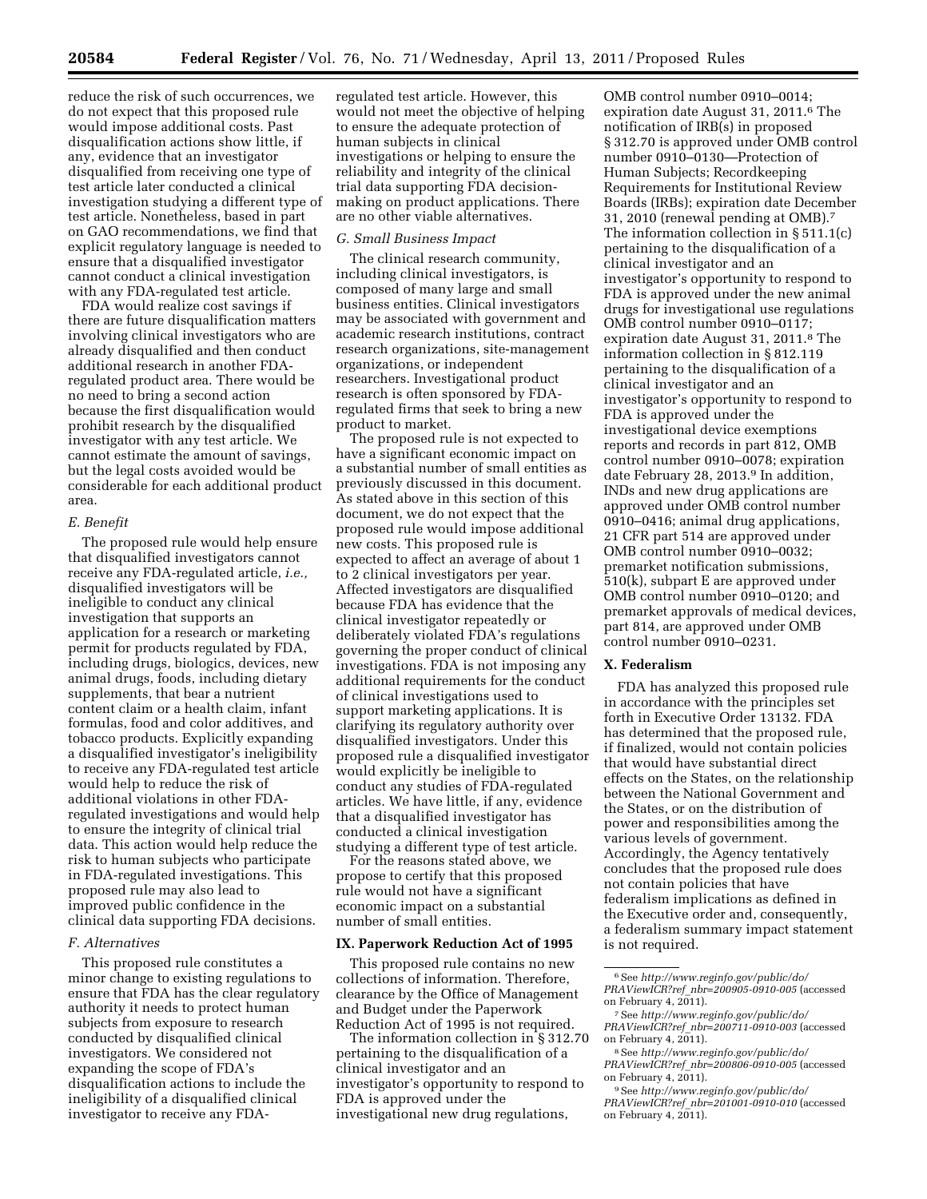reduce the risk of such occurrences, we do not expect that this proposed rule would impose additional costs. Past disqualification actions show little, if any, evidence that an investigator disqualified from receiving one type of test article later conducted a clinical investigation studying a different type of test article. Nonetheless, based in part on GAO recommendations, we find that explicit regulatory language is needed to ensure that a disqualified investigator cannot conduct a clinical investigation with any FDA-regulated test article.

FDA would realize cost savings if there are future disqualification matters involving clinical investigators who are already disqualified and then conduct additional research in another FDA-regulated product area. There would be no need to bring a second action because the first disqualification would prohibit research by the disqualified investigator with any test article. We cannot estimate the amount of savings, but the legal costs avoided would be considerable for each additional product area.

### *E. Benefit*

The proposed rule would help ensure that disqualified investigators cannot receive any FDA-regulated article, *i.e.,* disqualified investigators will be ineligible to conduct any clinical investigation that supports an application for a research or marketing permit for products regulated by FDA, including drugs, biologics, devices, new animal drugs, foods, including dietary supplements, that bear a nutrient content claim or a health claim, infant formulas, food and color additives, and tobacco products. Explicitly expanding a disqualified investigator's ineligibility to receive any FDA-regulated test article would help to reduce the risk of additional violations in other FDA-regulated investigations and would help to ensure the integrity of clinical trial data. This action would help reduce the risk to human subjects who participate in FDA-regulated investigations. This proposed rule may also lead to improved public confidence in the clinical data supporting FDA decisions.

### *F. Alternatives*

This proposed rule constitutes a minor change to existing regulations to ensure that FDA has the clear regulatory authority it needs to protect human subjects from exposure to research conducted by disqualified clinical investigators. We considered not expanding the scope of FDA's disqualification actions to include the ineligibility of a disqualified clinical investigator to receive any FDA-regulated test article. However, this would not meet the objective of helping to ensure the adequate protection of human subjects in clinical investigations or helping to ensure the reliability and integrity of the clinical trial data supporting FDA decision-making on product applications. There are no other viable alternatives.

### *G. Small Business Impact*

The clinical research community, including clinical investigators, is composed of many large and small business entities. Clinical investigators may be associated with government and academic research institutions, contract research organizations, site-management organizations, or independent researchers. Investigational product research is often sponsored by FDA-regulated firms that seek to bring a new product to market.

The proposed rule is not expected to have a significant economic impact on a substantial number of small entities as previously discussed in this document. As stated above in this section of this document, we do not expect that the proposed rule would impose additional new costs. This proposed rule is expected to affect an average of about 1 to 2 clinical investigators per year. Affected investigators are disqualified because FDA has evidence that the clinical investigator repeatedly or deliberately violated FDA's regulations governing the proper conduct of clinical investigations. FDA is not imposing any additional requirements for the conduct of clinical investigations used to support marketing applications. It is clarifying its regulatory authority over disqualified investigators. Under this proposed rule a disqualified investigator would explicitly be ineligible to conduct any studies of FDA-regulated articles. We have little, if any, evidence that a disqualified investigator has conducted a clinical investigation studying a different type of test article.

For the reasons stated above, we propose to certify that this proposed rule would not have a significant economic impact on a substantial number of small entities.

## IX. Paperwork Reduction Act of 1995

This proposed rule contains no new collections of information. Therefore, clearance by the Office of Management and Budget under the Paperwork Reduction Act of 1995 is not required.

The information collection in § 312.70 pertaining to the disqualification of a clinical investigator and an investigator's opportunity to respond to FDA is approved under the investigational new drug regulations, OMB control number 0910–0014; expiration date August 31, 2011.[6] The notification of IRB(s) in proposed § 312.70 is approved under OMB control number 0910–0130—Protection of Human Subjects; Recordkeeping Requirements for Institutional Review Boards (IRBs); expiration date December 31, 2010 (renewal pending at OMB).[7] The information collection in § 511.1(c) pertaining to the disqualification of a clinical investigator and an investigator's opportunity to respond to FDA is approved under the new animal drugs for investigational use regulations OMB control number 0910–0117; expiration date August 31, 2011.[8] The information collection in § 812.119 pertaining to the disqualification of a clinical investigator and an investigator's opportunity to respond to FDA is approved under the investigational device exemptions reports and records in part 812, OMB control number 0910–0078; expiration date February 28, 2013.[9] In addition, INDs and new drug applications are approved under OMB control number 0910–0416; animal drug applications, 21 CFR part 514 are approved under OMB control number 0910–0032; premarket notification submissions, 510(k), subpart E are approved under OMB control number 0910–0120; and premarket approvals of medical devices, part 814, are approved under OMB control number 0910–0231.

## X. Federalism

FDA has analyzed this proposed rule in accordance with the principles set forth in Executive Order 13132. FDA has determined that the proposed rule, if finalized, would not contain policies that would have substantial direct effects on the States, on the relationship between the National Government and the States, or on the distribution of power and responsibilities among the various levels of government. Accordingly, the Agency tentatively concludes that the proposed rule does not contain policies that have federalism implications as defined in the Executive order and, consequently, a federalism summary impact statement is not required.

---

[6] See *http://www.reginfo.gov/public/do/PRAViewICR?ref_nbr=200905-0910-005* (accessed on February 4, 2011).

[7] See *http://www.reginfo.gov/public/do/PRAViewICR?ref_nbr=200711-0910-003* (accessed on February 4, 2011).

[8] See *http://www.reginfo.gov/public/do/PRAViewICR?ref_nbr=200806-0910-005* (accessed on February 4, 2011).

[9] See *http://www.reginfo.gov/public/do/PRAViewICR?ref_nbr=201001-0910-010* (accessed on February 4, 2011).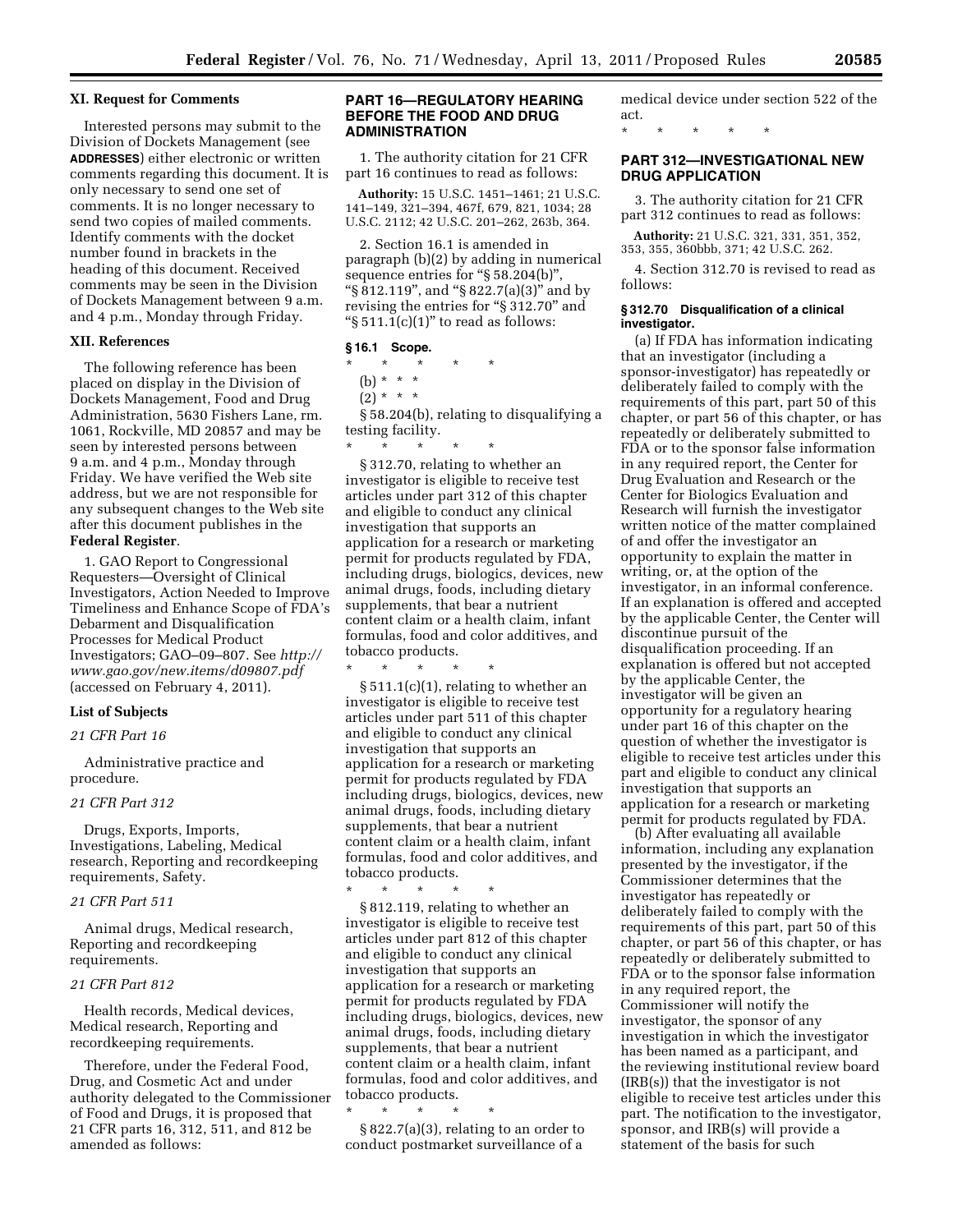## XI. Request for Comments

Interested persons may submit to the Division of Dockets Management (see **ADDRESSES**) either electronic or written comments regarding this document. It is only necessary to send one set of comments. It is no longer necessary to send two copies of mailed comments. Identify comments with the docket number found in brackets in the heading of this document. Received comments may be seen in the Division of Dockets Management between 9 a.m. and 4 p.m., Monday through Friday.

## XII. References

The following reference has been placed on display in the Division of Dockets Management, Food and Drug Administration, 5630 Fishers Lane, rm. 1061, Rockville, MD 20857 and may be seen by interested persons between 9 a.m. and 4 p.m., Monday through Friday. We have verified the Web site address, but we are not responsible for any subsequent changes to the Web site after this document publishes in the **Federal Register**.

1. GAO Report to Congressional Requesters—Oversight of Clinical Investigators, Action Needed to Improve Timeliness and Enhance Scope of FDA's Debarment and Disqualification Processes for Medical Product Investigators; GAO–09–807. See *http://www.gao.gov/new.items/d09807.pdf* (accessed on February 4, 2011).

### List of Subjects

*21 CFR Part 16*

Administrative practice and procedure.

*21 CFR Part 312*

Drugs, Exports, Imports, Investigations, Labeling, Medical research, Reporting and recordkeeping requirements, Safety.

*21 CFR Part 511*

Animal drugs, Medical research, Reporting and recordkeeping requirements.

*21 CFR Part 812*

Health records, Medical devices, Medical research, Reporting and recordkeeping requirements.

Therefore, under the Federal Food, Drug, and Cosmetic Act and under authority delegated to the Commissioner of Food and Drugs, it is proposed that 21 CFR parts 16, 312, 511, and 812 be amended as follows:

## PART 16—REGULATORY HEARING BEFORE THE FOOD AND DRUG ADMINISTRATION

1. The authority citation for 21 CFR part 16 continues to read as follows:

**Authority:** 15 U.S.C. 1451–1461; 21 U.S.C. 141–149, 321–394, 467f, 679, 821, 1034; 28 U.S.C. 2112; 42 U.S.C. 201–262, 263b, 364.

2. Section 16.1 is amended in paragraph (b)(2) by adding in numerical sequence entries for "§ 58.204(b)", "§ 812.119", and "§ 822.7(a)(3)" and by revising the entries for "§ 312.70" and "§ 511.1(c)(1)" to read as follows:

**§ 16.1 Scope.**

\* \* \* \* \*

(b) \* \* \*

(2) \* \* \*

§ 58.204(b), relating to disqualifying a testing facility.

\* \* \* \* \*

§ 312.70, relating to whether an investigator is eligible to receive test articles under part 312 of this chapter and eligible to conduct any clinical investigation that supports an application for a research or marketing permit for products regulated by FDA, including drugs, biologics, devices, new animal drugs, foods, including dietary supplements, that bear a nutrient content claim or a health claim, infant formulas, food and color additives, and tobacco products.

\* \* \* \* \*

§ 511.1(c)(1), relating to whether an investigator is eligible to receive test articles under part 511 of this chapter and eligible to conduct any clinical investigation that supports an application for a research or marketing permit for products regulated by FDA including drugs, biologics, devices, new animal drugs, foods, including dietary supplements, that bear a nutrient content claim or a health claim, infant formulas, food and color additives, and tobacco products.

\* \* \* \* \*

§ 812.119, relating to whether an investigator is eligible to receive test articles under part 812 of this chapter and eligible to conduct any clinical investigation that supports an application for a research or marketing permit for products regulated by FDA including drugs, biologics, devices, new animal drugs, foods, including dietary supplements, that bear a nutrient content claim or a health claim, infant formulas, food and color additives, and tobacco products.

\* \* \* \* \*

§ 822.7(a)(3), relating to an order to conduct postmarket surveillance of a medical device under section 522 of the act.

\* \* \* \* \*

## PART 312—INVESTIGATIONAL NEW DRUG APPLICATION

3. The authority citation for 21 CFR part 312 continues to read as follows:

**Authority:** 21 U.S.C. 321, 331, 351, 352, 353, 355, 360bbb, 371; 42 U.S.C. 262.

4. Section 312.70 is revised to read as follows:

**§ 312.70 Disqualification of a clinical investigator.**

(a) If FDA has information indicating that an investigator (including a sponsor-investigator) has repeatedly or deliberately failed to comply with the requirements of this part, part 50 of this chapter, or part 56 of this chapter, or has repeatedly or deliberately submitted to FDA or to the sponsor false information in any required report, the Center for Drug Evaluation and Research or the Center for Biologics Evaluation and Research will furnish the investigator written notice of the matter complained of and offer the investigator an opportunity to explain the matter in writing, or, at the option of the investigator, in an informal conference. If an explanation is offered and accepted by the applicable Center, the Center will discontinue pursuit of the disqualification proceeding. If an explanation is offered but not accepted by the applicable Center, the investigator will be given an opportunity for a regulatory hearing under part 16 of this chapter on the question of whether the investigator is eligible to receive test articles under this part and eligible to conduct any clinical investigation that supports an application for a research or marketing permit for products regulated by FDA.

(b) After evaluating all available information, including any explanation presented by the investigator, if the Commissioner determines that the investigator has repeatedly or deliberately failed to comply with the requirements of this part, part 50 of this chapter, or part 56 of this chapter, or has repeatedly or deliberately submitted to FDA or to the sponsor false information in any required report, the Commissioner will notify the investigator, the sponsor of any investigation in which the investigator has been named as a participant, and the reviewing institutional review board (IRB(s)) that the investigator is not eligible to receive test articles under this part. The notification to the investigator, sponsor, and IRB(s) will provide a statement of the basis for such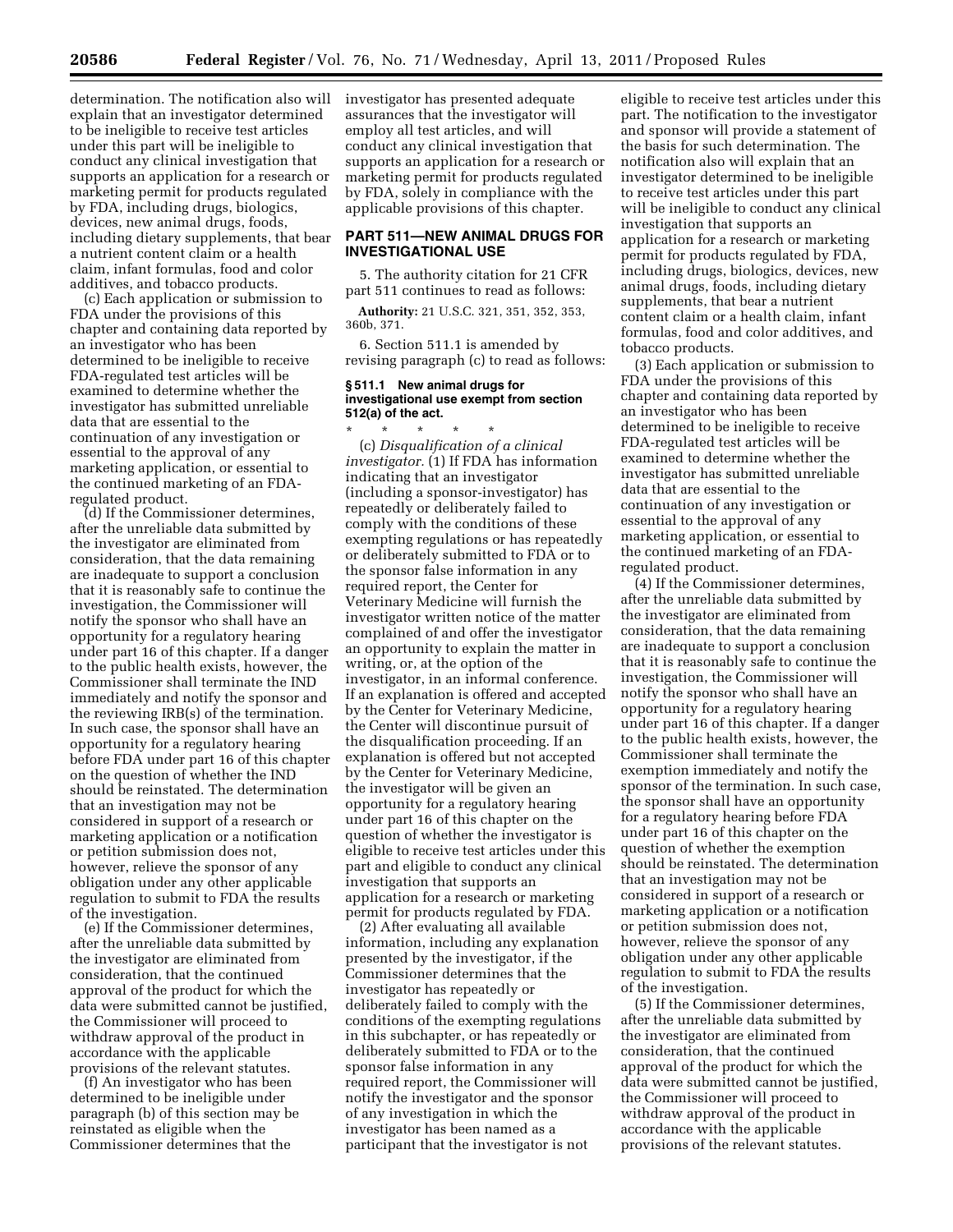determination. The notification also will explain that an investigator determined to be ineligible to receive test articles under this part will be ineligible to conduct any clinical investigation that supports an application for a research or marketing permit for products regulated by FDA, including drugs, biologics, devices, new animal drugs, foods, including dietary supplements, that bear a nutrient content claim or a health claim, infant formulas, food and color additives, and tobacco products.

(c) Each application or submission to FDA under the provisions of this chapter and containing data reported by an investigator who has been determined to be ineligible to receive FDA-regulated test articles will be examined to determine whether the investigator has submitted unreliable data that are essential to the continuation of any investigation or essential to the approval of any marketing application, or essential to the continued marketing of an FDA-regulated product.

(d) If the Commissioner determines, after the unreliable data submitted by the investigator are eliminated from consideration, that the data remaining are inadequate to support a conclusion that it is reasonably safe to continue the investigation, the Commissioner will notify the sponsor who shall have an opportunity for a regulatory hearing under part 16 of this chapter. If a danger to the public health exists, however, the Commissioner shall terminate the IND immediately and notify the sponsor and the reviewing IRB(s) of the termination. In such case, the sponsor shall have an opportunity for a regulatory hearing before FDA under part 16 of this chapter on the question of whether the IND should be reinstated. The determination that an investigation may not be considered in support of a research or marketing application or a notification or petition submission does not, however, relieve the sponsor of any obligation under any other applicable regulation to submit to FDA the results of the investigation.

(e) If the Commissioner determines, after the unreliable data submitted by the investigator are eliminated from consideration, that the continued approval of the product for which the data were submitted cannot be justified, the Commissioner will proceed to withdraw approval of the product in accordance with the applicable provisions of the relevant statutes.

(f) An investigator who has been determined to be ineligible under paragraph (b) of this section may be reinstated as eligible when the Commissioner determines that the investigator has presented adequate assurances that the investigator will employ all test articles, and will conduct any clinical investigation that supports an application for a research or marketing permit for products regulated by FDA, solely in compliance with the applicable provisions of this chapter.

## PART 511—NEW ANIMAL DRUGS FOR INVESTIGATIONAL USE

5. The authority citation for 21 CFR part 511 continues to read as follows:

**Authority:** 21 U.S.C. 321, 351, 352, 353, 360b, 371.

6. Section 511.1 is amended by revising paragraph (c) to read as follows:

### § 511.1 New animal drugs for investigational use exempt from section 512(a) of the act.

\* \* \* \* \*

(c) *Disqualification of a clinical investigator.* (1) If FDA has information indicating that an investigator (including a sponsor-investigator) has repeatedly or deliberately failed to comply with the conditions of these exempting regulations or has repeatedly or deliberately submitted to FDA or to the sponsor false information in any required report, the Center for Veterinary Medicine will furnish the investigator written notice of the matter complained of and offer the investigator an opportunity to explain the matter in writing, or, at the option of the investigator, in an informal conference. If an explanation is offered and accepted by the Center for Veterinary Medicine, the Center will discontinue pursuit of the disqualification proceeding. If an explanation is offered but not accepted by the Center for Veterinary Medicine, the investigator will be given an opportunity for a regulatory hearing under part 16 of this chapter on the question of whether the investigator is eligible to receive test articles under this part and eligible to conduct any clinical investigation that supports an application for a research or marketing permit for products regulated by FDA.

(2) After evaluating all available information, including any explanation presented by the investigator, if the Commissioner determines that the investigator has repeatedly or deliberately failed to comply with the conditions of the exempting regulations in this subchapter, or has repeatedly or deliberately submitted to FDA or to the sponsor false information in any required report, the Commissioner will notify the investigator and the sponsor of any investigation in which the investigator has been named as a participant that the investigator is not eligible to receive test articles under this part. The notification to the investigator and sponsor will provide a statement of the basis for such determination. The notification also will explain that an investigator determined to be ineligible to receive test articles under this part will be ineligible to conduct any clinical investigation that supports an application for a research or marketing permit for products regulated by FDA, including drugs, biologics, devices, new animal drugs, foods, including dietary supplements, that bear a nutrient content claim or a health claim, infant formulas, food and color additives, and tobacco products.

(3) Each application or submission to FDA under the provisions of this chapter and containing data reported by an investigator who has been determined to be ineligible to receive FDA-regulated test articles will be examined to determine whether the investigator has submitted unreliable data that are essential to the continuation of any investigation or essential to the approval of any marketing application, or essential to the continued marketing of an FDA-regulated product.

(4) If the Commissioner determines, after the unreliable data submitted by the investigator are eliminated from consideration, that the data remaining are inadequate to support a conclusion that it is reasonably safe to continue the investigation, the Commissioner will notify the sponsor who shall have an opportunity for a regulatory hearing under part 16 of this chapter. If a danger to the public health exists, however, the Commissioner shall terminate the exemption immediately and notify the sponsor of the termination. In such case, the sponsor shall have an opportunity for a regulatory hearing before FDA under part 16 of this chapter on the question of whether the exemption should be reinstated. The determination that an investigation may not be considered in support of a research or marketing application or a notification or petition submission does not, however, relieve the sponsor of any obligation under any other applicable regulation to submit to FDA the results of the investigation.

(5) If the Commissioner determines, after the unreliable data submitted by the investigator are eliminated from consideration, that the continued approval of the product for which the data were submitted cannot be justified, the Commissioner will proceed to withdraw approval of the product in accordance with the applicable provisions of the relevant statutes.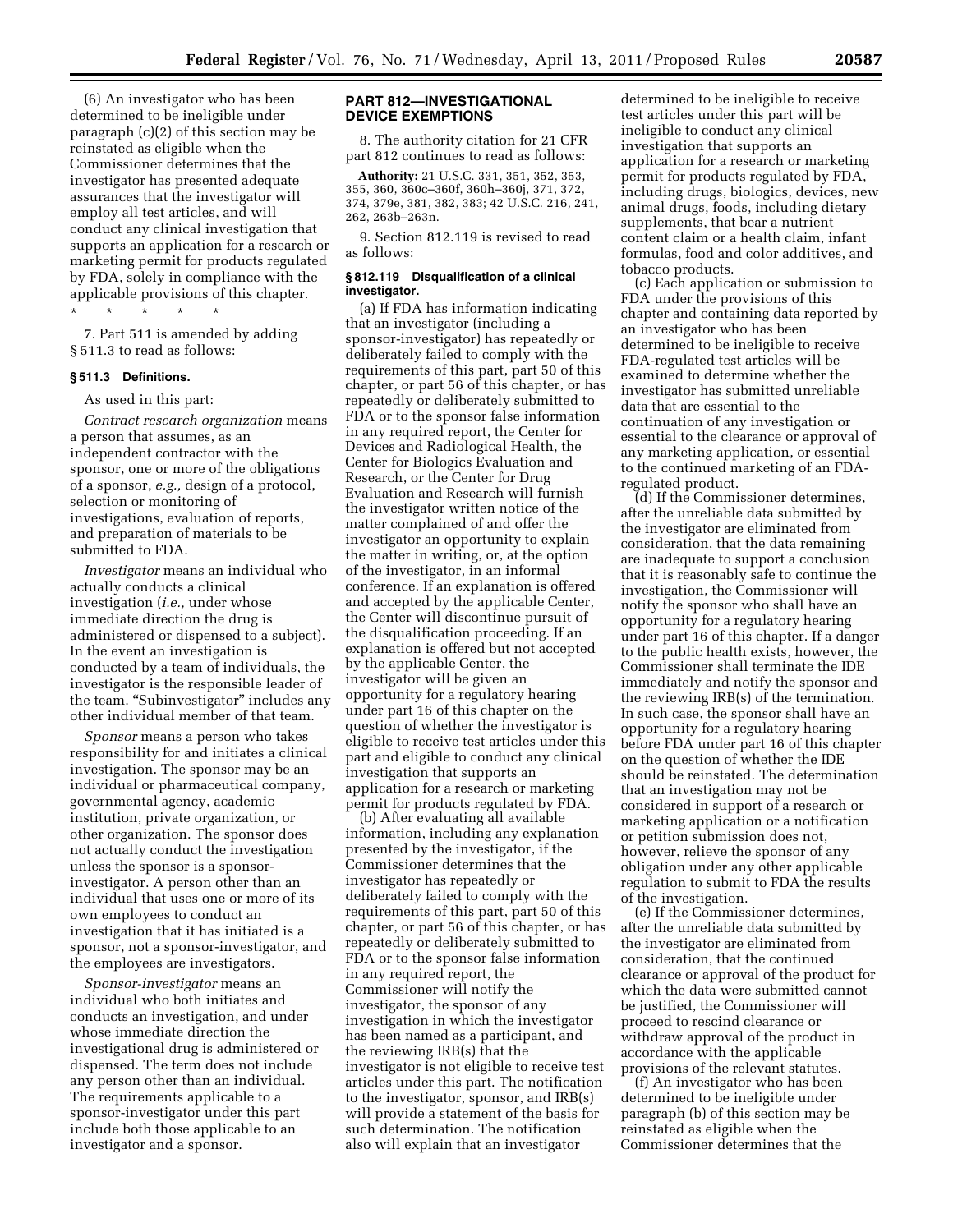(6) An investigator who has been determined to be ineligible under paragraph (c)(2) of this section may be reinstated as eligible when the Commissioner determines that the investigator has presented adequate assurances that the investigator will employ all test articles, and will conduct any clinical investigation that supports an application for a research or marketing permit for products regulated by FDA, solely in compliance with the applicable provisions of this chapter.

\* \* \* \* \*

7. Part 511 is amended by adding § 511.3 to read as follows:

#### § 511.3 Definitions.

As used in this part:

*Contract research organization* means a person that assumes, as an independent contractor with the sponsor, one or more of the obligations of a sponsor, *e.g.,* design of a protocol, selection or monitoring of investigations, evaluation of reports, and preparation of materials to be submitted to FDA.

*Investigator* means an individual who actually conducts a clinical investigation (*i.e.,* under whose immediate direction the drug is administered or dispensed to a subject). In the event an investigation is conducted by a team of individuals, the investigator is the responsible leader of the team. "Subinvestigator" includes any other individual member of that team.

*Sponsor* means a person who takes responsibility for and initiates a clinical investigation. The sponsor may be an individual or pharmaceutical company, governmental agency, academic institution, private organization, or other organization. The sponsor does not actually conduct the investigation unless the sponsor is a sponsor-investigator. A person other than an individual that uses one or more of its own employees to conduct an investigation that it has initiated is a sponsor, not a sponsor-investigator, and the employees are investigators.

*Sponsor-investigator* means an individual who both initiates and conducts an investigation, and under whose immediate direction the investigational drug is administered or dispensed. The term does not include any person other than an individual. The requirements applicable to a sponsor-investigator under this part include both those applicable to an investigator and a sponsor.

## PART 812—INVESTIGATIONAL DEVICE EXEMPTIONS

8. The authority citation for 21 CFR part 812 continues to read as follows:

**Authority:** 21 U.S.C. 331, 351, 352, 353, 355, 360, 360c–360f, 360h–360j, 371, 372, 374, 379e, 381, 382, 383; 42 U.S.C. 216, 241, 262, 263b–263n.

9. Section 812.119 is revised to read as follows:

#### § 812.119 Disqualification of a clinical investigator.

(a) If FDA has information indicating that an investigator (including a sponsor-investigator) has repeatedly or deliberately failed to comply with the requirements of this part, part 50 of this chapter, or part 56 of this chapter, or has repeatedly or deliberately submitted to FDA or to the sponsor false information in any required report, the Center for Devices and Radiological Health, the Center for Biologics Evaluation and Research, or the Center for Drug Evaluation and Research will furnish the investigator written notice of the matter complained of and offer the investigator an opportunity to explain the matter in writing, or, at the option of the investigator, in an informal conference. If an explanation is offered and accepted by the applicable Center, the Center will discontinue pursuit of the disqualification proceeding. If an explanation is offered but not accepted by the applicable Center, the investigator will be given an opportunity for a regulatory hearing under part 16 of this chapter on the question of whether the investigator is eligible to receive test articles under this part and eligible to conduct any clinical investigation that supports an application for a research or marketing permit for products regulated by FDA.

(b) After evaluating all available information, including any explanation presented by the investigator, if the Commissioner determines that the investigator has repeatedly or deliberately failed to comply with the requirements of this part, part 50 of this chapter, or part 56 of this chapter, or has repeatedly or deliberately submitted to FDA or to the sponsor false information in any required report, the Commissioner will notify the investigator, the sponsor of any investigation in which the investigator has been named as a participant, and the reviewing IRB(s) that the investigator is not eligible to receive test articles under this part. The notification to the investigator, sponsor, and IRB(s) will provide a statement of the basis for such determination. The notification also will explain that an investigator determined to be ineligible to receive test articles under this part will be ineligible to conduct any clinical investigation that supports an application for a research or marketing permit for products regulated by FDA, including drugs, biologics, devices, new animal drugs, foods, including dietary supplements, that bear a nutrient content claim or a health claim, infant formulas, food and color additives, and tobacco products.

(c) Each application or submission to FDA under the provisions of this chapter and containing data reported by an investigator who has been determined to be ineligible to receive FDA-regulated test articles will be examined to determine whether the investigator has submitted unreliable data that are essential to the continuation of any investigation or essential to the clearance or approval of any marketing application, or essential to the continued marketing of an FDA-regulated product.

(d) If the Commissioner determines, after the unreliable data submitted by the investigator are eliminated from consideration, that the data remaining are inadequate to support a conclusion that it is reasonably safe to continue the investigation, the Commissioner will notify the sponsor who shall have an opportunity for a regulatory hearing under part 16 of this chapter. If a danger to the public health exists, however, the Commissioner shall terminate the IDE immediately and notify the sponsor and the reviewing IRB(s) of the termination. In such case, the sponsor shall have an opportunity for a regulatory hearing before FDA under part 16 of this chapter on the question of whether the IDE should be reinstated. The determination that an investigation may not be considered in support of a research or marketing application or a notification or petition submission does not, however, relieve the sponsor of any obligation under any other applicable regulation to submit to FDA the results of the investigation.

(e) If the Commissioner determines, after the unreliable data submitted by the investigator are eliminated from consideration, that the continued clearance or approval of the product for which the data were submitted cannot be justified, the Commissioner will proceed to rescind clearance or withdraw approval of the product in accordance with the applicable provisions of the relevant statutes.

(f) An investigator who has been determined to be ineligible under paragraph (b) of this section may be reinstated as eligible when the Commissioner determines that the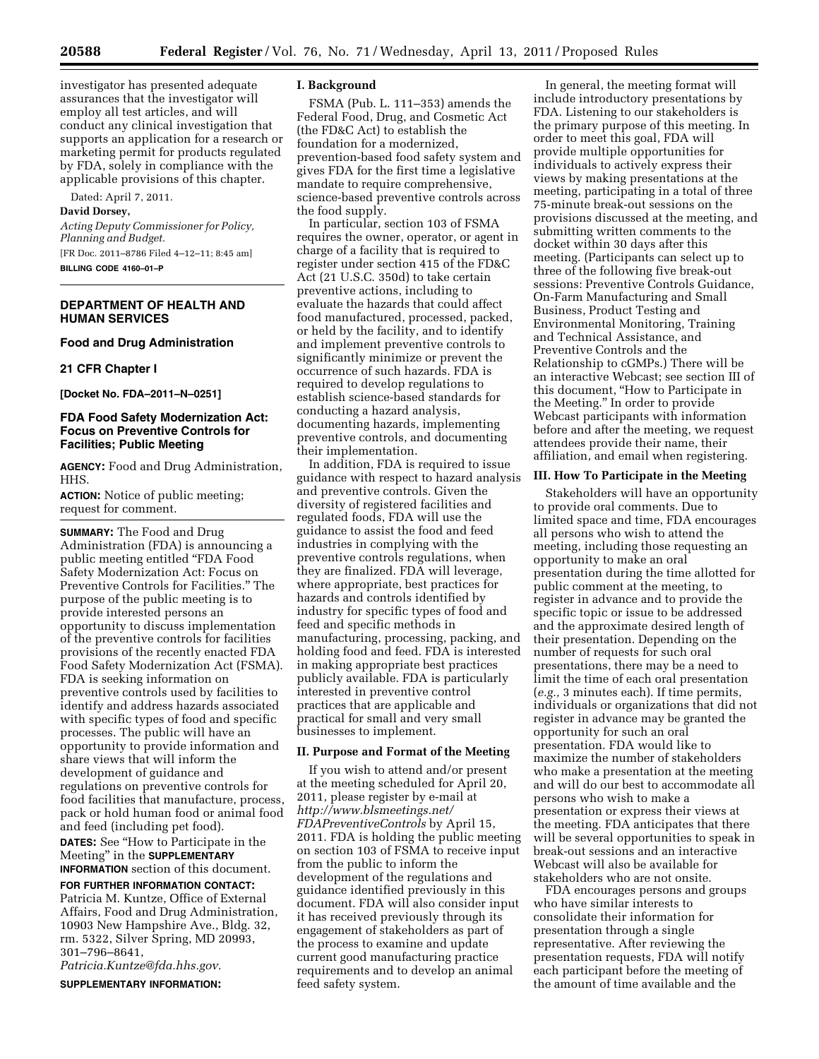investigator has presented adequate assurances that the investigator will employ all test articles, and will conduct any clinical investigation that supports an application for a research or marketing permit for products regulated by FDA, solely in compliance with the applicable provisions of this chapter.

Dated: April 7, 2011.

**David Dorsey,**

*Acting Deputy Commissioner for Policy, Planning and Budget.*

[FR Doc. 2011–8786 Filed 4–12–11; 8:45 am]

**BILLING CODE 4160–01–P**

---

## DEPARTMENT OF HEALTH AND HUMAN SERVICES

### Food and Drug Administration

### 21 CFR Chapter I

**[Docket No. FDA–2011–N–0251]**

## FDA Food Safety Modernization Act: Focus on Preventive Controls for Facilities; Public Meeting

**AGENCY:** Food and Drug Administration, HHS.

**ACTION:** Notice of public meeting; request for comment.

**SUMMARY:** The Food and Drug Administration (FDA) is announcing a public meeting entitled "FDA Food Safety Modernization Act: Focus on Preventive Controls for Facilities." The purpose of the public meeting is to provide interested persons an opportunity to discuss implementation of the preventive controls for facilities provisions of the recently enacted FDA Food Safety Modernization Act (FSMA). FDA is seeking information on preventive controls used by facilities to identify and address hazards associated with specific types of food and specific processes. The public will have an opportunity to provide information and share views that will inform the development of guidance and regulations on preventive controls for food facilities that manufacture, process, pack or hold human food or animal food and feed (including pet food).

**DATES:** See "How to Participate in the Meeting" in the **SUPPLEMENTARY INFORMATION** section of this document.

**FOR FURTHER INFORMATION CONTACT:** Patricia M. Kuntze, Office of External Affairs, Food and Drug Administration, 10903 New Hampshire Ave., Bldg. 32, rm. 5322, Silver Spring, MD 20993, 301–796–8641, *Patricia.Kuntze@fda.hhs.gov.*

**SUPPLEMENTARY INFORMATION:**

### I. Background

FSMA (Pub. L. 111–353) amends the Federal Food, Drug, and Cosmetic Act (the FD&C Act) to establish the foundation for a modernized, prevention-based food safety system and gives FDA for the first time a legislative mandate to require comprehensive, science-based preventive controls across the food supply.

In particular, section 103 of FSMA requires the owner, operator, or agent in charge of a facility that is required to register under section 415 of the FD&C Act (21 U.S.C. 350d) to take certain preventive actions, including to evaluate the hazards that could affect food manufactured, processed, packed, or held by the facility, and to identify and implement preventive controls to significantly minimize or prevent the occurrence of such hazards. FDA is required to develop regulations to establish science-based standards for conducting a hazard analysis, documenting hazards, implementing preventive controls, and documenting their implementation.

In addition, FDA is required to issue guidance with respect to hazard analysis and preventive controls. Given the diversity of registered facilities and regulated foods, FDA will use the guidance to assist the food and feed industries in complying with the preventive controls regulations, when they are finalized. FDA will leverage, where appropriate, best practices for hazards and controls identified by industry for specific types of food and feed and specific methods in manufacturing, processing, packing, and holding food and feed. FDA is interested in making appropriate best practices publicly available. FDA is particularly interested in preventive control practices that are applicable and practical for small and very small businesses to implement.

### II. Purpose and Format of the Meeting

If you wish to attend and/or present at the meeting scheduled for April 20, 2011, please register by e-mail at *http://www.blsmeetings.net/FDAPreventiveControls* by April 15, 2011. FDA is holding the public meeting on section 103 of FSMA to receive input from the public to inform the development of the regulations and guidance identified previously in this document. FDA will also consider input it has received previously through its engagement of stakeholders as part of the process to examine and update current good manufacturing practice requirements and to develop an animal feed safety system.

In general, the meeting format will include introductory presentations by FDA. Listening to our stakeholders is the primary purpose of this meeting. In order to meet this goal, FDA will provide multiple opportunities for individuals to actively express their views by making presentations at the meeting, participating in a total of three 75-minute break-out sessions on the provisions discussed at the meeting, and submitting written comments to the docket within 30 days after this meeting. (Participants can select up to three of the following five break-out sessions: Preventive Controls Guidance, On-Farm Manufacturing and Small Business, Product Testing and Environmental Monitoring, Training and Technical Assistance, and Preventive Controls and the Relationship to cGMPs.) There will be an interactive Webcast; see section III of this document, "How to Participate in the Meeting." In order to provide Webcast participants with information before and after the meeting, we request attendees provide their name, their affiliation, and email when registering.

### III. How To Participate in the Meeting

Stakeholders will have an opportunity to provide oral comments. Due to limited space and time, FDA encourages all persons who wish to attend the meeting, including those requesting an opportunity to make an oral presentation during the time allotted for public comment at the meeting, to register in advance and to provide the specific topic or issue to be addressed and the approximate desired length of their presentation. Depending on the number of requests for such oral presentations, there may be a need to limit the time of each oral presentation (*e.g.,* 3 minutes each). If time permits, individuals or organizations that did not register in advance may be granted the opportunity for such an oral presentation. FDA would like to maximize the number of stakeholders who make a presentation at the meeting and will do our best to accommodate all persons who wish to make a presentation or express their views at the meeting. FDA anticipates that there will be several opportunities to speak in break-out sessions and an interactive Webcast will also be available for stakeholders who are not onsite.

FDA encourages persons and groups who have similar interests to consolidate their information for presentation through a single representative. After reviewing the presentation requests, FDA will notify each participant before the meeting of the amount of time available and the